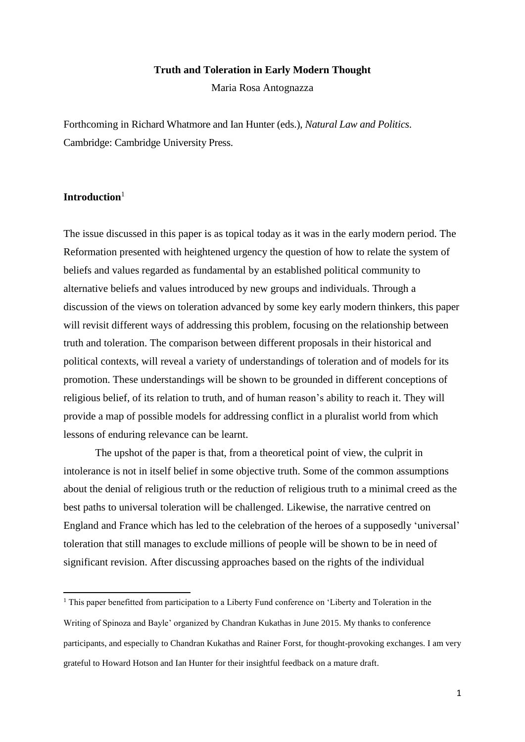# Truth and Toleration in Early Modern Thought

Maria Rosa Antognazza

Forthcoming in Richard Whatmore and Ian Hunter (eds.), *Natural Law and Politics*. Cambridge: Cambridge University Press.

## Introduction[1]

The issue discussed in this paper is as topical today as it was in the early modern period. The Reformation presented with heightened urgency the question of how to relate the system of beliefs and values regarded as fundamental by an established political community to alternative beliefs and values introduced by new groups and individuals. Through a discussion of the views on toleration advanced by some key early modern thinkers, this paper will revisit different ways of addressing this problem, focusing on the relationship between truth and toleration. The comparison between different proposals in their historical and political contexts, will reveal a variety of understandings of toleration and of models for its promotion. These understandings will be shown to be grounded in different conceptions of religious belief, of its relation to truth, and of human reason's ability to reach it. They will provide a map of possible models for addressing conflict in a pluralist world from which lessons of enduring relevance can be learnt.

The upshot of the paper is that, from a theoretical point of view, the culprit in intolerance is not in itself belief in some objective truth. Some of the common assumptions about the denial of religious truth or the reduction of religious truth to a minimal creed as the best paths to universal toleration will be challenged. Likewise, the narrative centred on England and France which has led to the celebration of the heroes of a supposedly 'universal' toleration that still manages to exclude millions of people will be shown to be in need of significant revision. After discussing approaches based on the rights of the individual

[1] This paper benefitted from participation to a Liberty Fund conference on 'Liberty and Toleration in the Writing of Spinoza and Bayle' organized by Chandran Kukathas in June 2015. My thanks to conference participants, and especially to Chandran Kukathas and Rainer Forst, for thought-provoking exchanges. I am very grateful to Howard Hotson and Ian Hunter for their insightful feedback on a mature draft.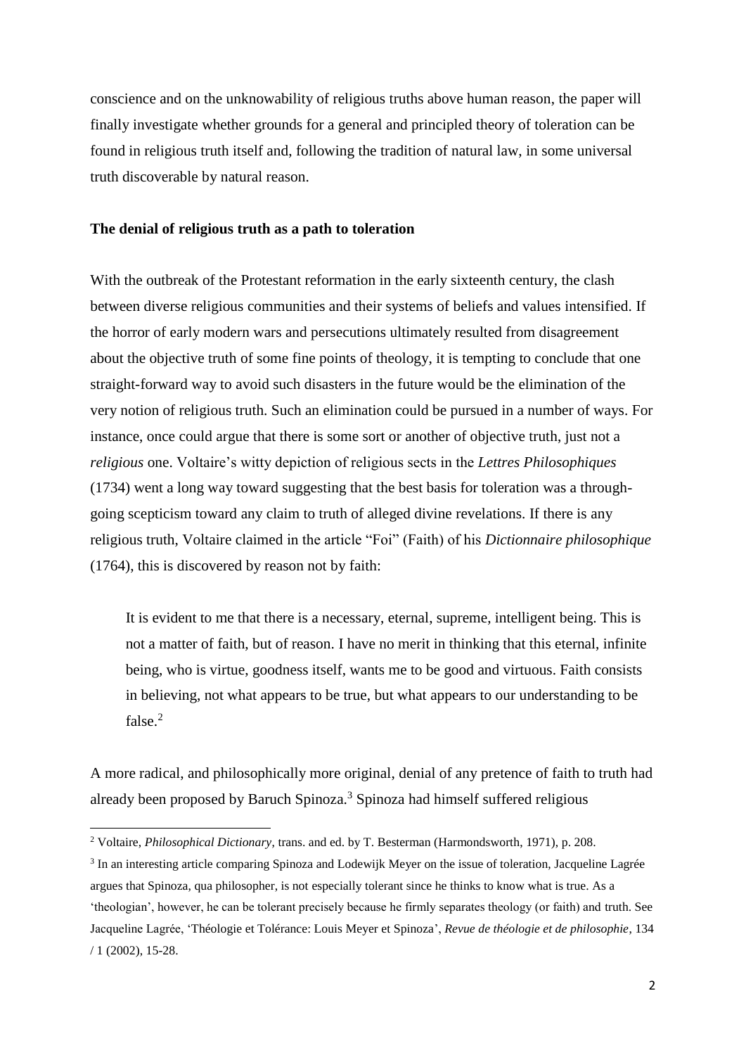conscience and on the unknowability of religious truths above human reason, the paper will finally investigate whether grounds for a general and principled theory of toleration can be found in religious truth itself and, following the tradition of natural law, in some universal truth discoverable by natural reason.

## The denial of religious truth as a path to toleration

With the outbreak of the Protestant reformation in the early sixteenth century, the clash between diverse religious communities and their systems of beliefs and values intensified. If the horror of early modern wars and persecutions ultimately resulted from disagreement about the objective truth of some fine points of theology, it is tempting to conclude that one straight-forward way to avoid such disasters in the future would be the elimination of the very notion of religious truth. Such an elimination could be pursued in a number of ways. For instance, once could argue that there is some sort or another of objective truth, just not a *religious* one. Voltaire's witty depiction of religious sects in the *Lettres Philosophiques* (1734) went a long way toward suggesting that the best basis for toleration was a through-going scepticism toward any claim to truth of alleged divine revelations. If there is any religious truth, Voltaire claimed in the article "Foi" (Faith) of his *Dictionnaire philosophique* (1764), this is discovered by reason not by faith:

> It is evident to me that there is a necessary, eternal, supreme, intelligent being. This is not a matter of faith, but of reason. I have no merit in thinking that this eternal, infinite being, who is virtue, goodness itself, wants me to be good and virtuous. Faith consists in believing, not what appears to be true, but what appears to our understanding to be false.[2]

A more radical, and philosophically more original, denial of any pretence of faith to truth had already been proposed by Baruch Spinoza.[3] Spinoza had himself suffered religious

---

[2] Voltaire, *Philosophical Dictionary*, trans. and ed. by T. Besterman (Harmondsworth, 1971), p. 208.

[3] In an interesting article comparing Spinoza and Lodewijk Meyer on the issue of toleration, Jacqueline Lagrée argues that Spinoza, qua philosopher, is not especially tolerant since he thinks to know what is true. As a 'theologian', however, he can be tolerant precisely because he firmly separates theology (or faith) and truth. See Jacqueline Lagrée, 'Théologie et Tolérance: Louis Meyer et Spinoza', *Revue de théologie et de philosophie*, 134 / 1 (2002), 15-28.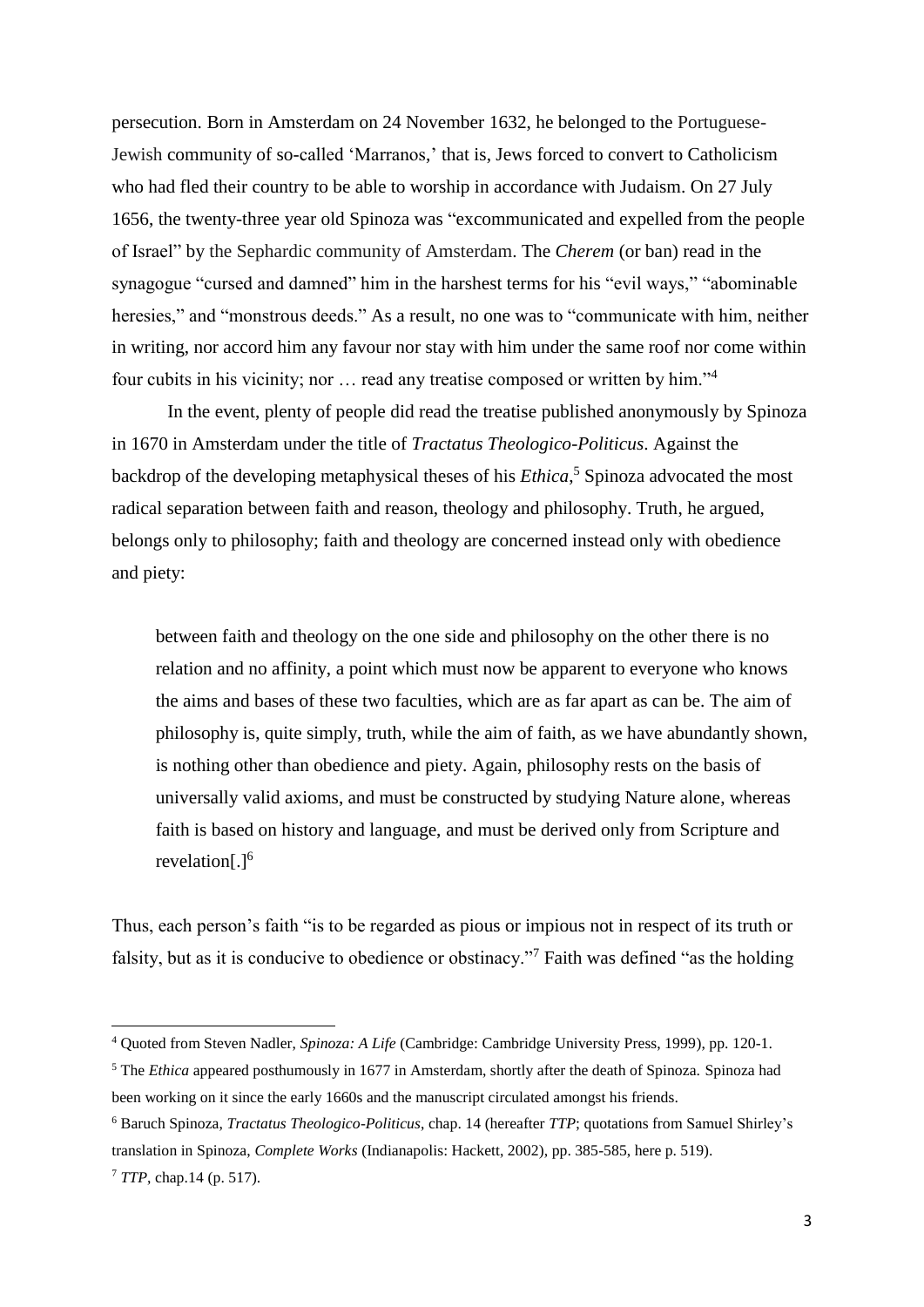persecution. Born in Amsterdam on 24 November 1632, he belonged to the Portuguese-Jewish community of so-called 'Marranos,' that is, Jews forced to convert to Catholicism who had fled their country to be able to worship in accordance with Judaism. On 27 July 1656, the twenty-three year old Spinoza was "excommunicated and expelled from the people of Israel" by the Sephardic community of Amsterdam. The *Cherem* (or ban) read in the synagogue "cursed and damned" him in the harshest terms for his "evil ways," "abominable heresies," and "monstrous deeds." As a result, no one was to "communicate with him, neither in writing, nor accord him any favour nor stay with him under the same roof nor come within four cubits in his vicinity; nor … read any treatise composed or written by him."[4]

In the event, plenty of people did read the treatise published anonymously by Spinoza in 1670 in Amsterdam under the title of *Tractatus Theologico-Politicus*. Against the backdrop of the developing metaphysical theses of his *Ethica*,[5] Spinoza advocated the most radical separation between faith and reason, theology and philosophy. Truth, he argued, belongs only to philosophy; faith and theology are concerned instead only with obedience and piety:

> between faith and theology on the one side and philosophy on the other there is no relation and no affinity, a point which must now be apparent to everyone who knows the aims and bases of these two faculties, which are as far apart as can be. The aim of philosophy is, quite simply, truth, while the aim of faith, as we have abundantly shown, is nothing other than obedience and piety. Again, philosophy rests on the basis of universally valid axioms, and must be constructed by studying Nature alone, whereas faith is based on history and language, and must be derived only from Scripture and revelation[.][6]

Thus, each person's faith "is to be regarded as pious or impious not in respect of its truth or falsity, but as it is conducive to obedience or obstinacy."[7] Faith was defined "as the holding

---

[4] Quoted from Steven Nadler, *Spinoza: A Life* (Cambridge: Cambridge University Press, 1999), pp. 120-1.

[5] The *Ethica* appeared posthumously in 1677 in Amsterdam, shortly after the death of Spinoza. Spinoza had been working on it since the early 1660s and the manuscript circulated amongst his friends.

[6] Baruch Spinoza, *Tractatus Theologico-Politicus*, chap. 14 (hereafter *TTP*; quotations from Samuel Shirley's translation in Spinoza, *Complete Works* (Indianapolis: Hackett, 2002), pp. 385-585, here p. 519).

[7] *TTP*, chap.14 (p. 517).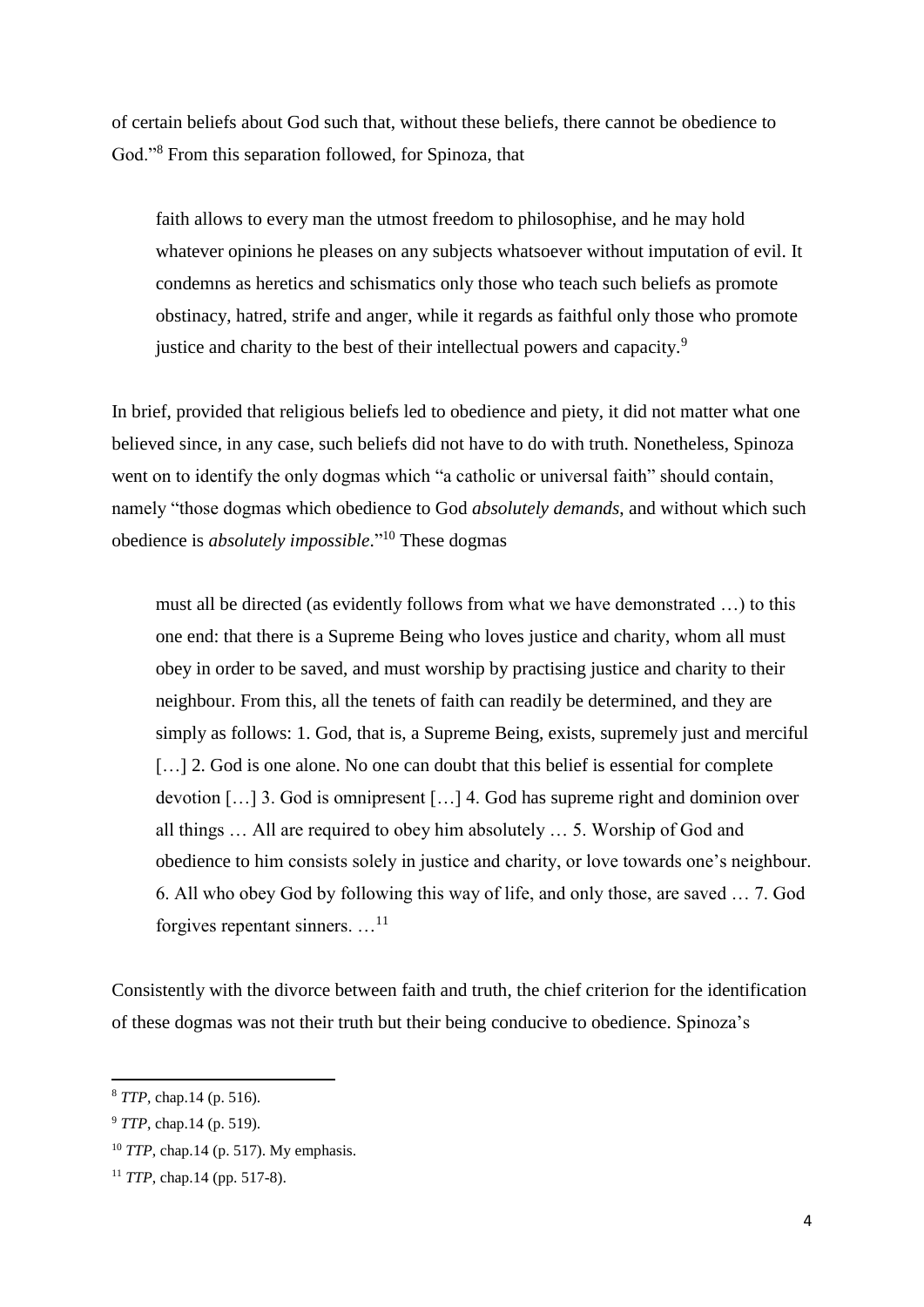of certain beliefs about God such that, without these beliefs, there cannot be obedience to God."[8] From this separation followed, for Spinoza, that

> faith allows to every man the utmost freedom to philosophise, and he may hold whatever opinions he pleases on any subjects whatsoever without imputation of evil. It condemns as heretics and schismatics only those who teach such beliefs as promote obstinacy, hatred, strife and anger, while it regards as faithful only those who promote justice and charity to the best of their intellectual powers and capacity.[9]

In brief, provided that religious beliefs led to obedience and piety, it did not matter what one believed since, in any case, such beliefs did not have to do with truth. Nonetheless, Spinoza went on to identify the only dogmas which "a catholic or universal faith" should contain, namely "those dogmas which obedience to God *absolutely demands*, and without which such obedience is *absolutely impossible*."[10] These dogmas

> must all be directed (as evidently follows from what we have demonstrated …) to this one end: that there is a Supreme Being who loves justice and charity, whom all must obey in order to be saved, and must worship by practising justice and charity to their neighbour. From this, all the tenets of faith can readily be determined, and they are simply as follows: 1. God, that is, a Supreme Being, exists, supremely just and merciful […] 2. God is one alone. No one can doubt that this belief is essential for complete devotion […] 3. God is omnipresent […] 4. God has supreme right and dominion over all things … All are required to obey him absolutely … 5. Worship of God and obedience to him consists solely in justice and charity, or love towards one's neighbour. 6. All who obey God by following this way of life, and only those, are saved … 7. God forgives repentant sinners. …[11]

Consistently with the divorce between faith and truth, the chief criterion for the identification of these dogmas was not their truth but their being conducive to obedience. Spinoza's

---

[8] *TTP*, chap.14 (p. 516).

[9] *TTP*, chap.14 (p. 519).

[10] *TTP*, chap.14 (p. 517). My emphasis.

[11] *TTP*, chap.14 (pp. 517-8).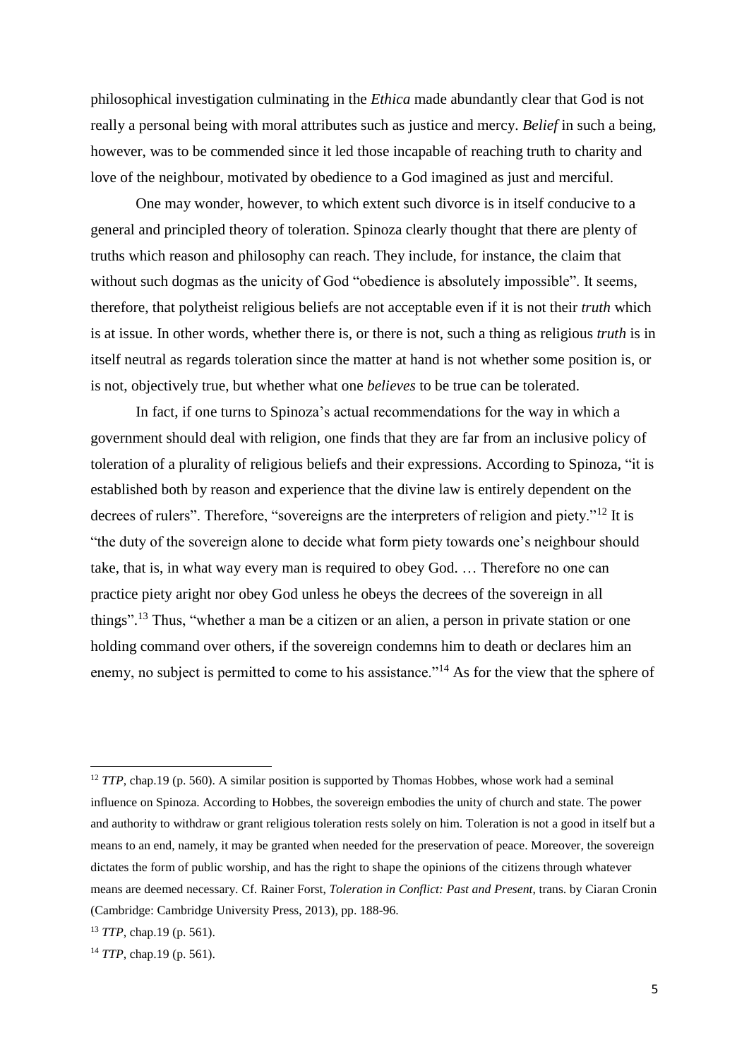philosophical investigation culminating in the *Ethica* made abundantly clear that God is not really a personal being with moral attributes such as justice and mercy. *Belief* in such a being, however, was to be commended since it led those incapable of reaching truth to charity and love of the neighbour, motivated by obedience to a God imagined as just and merciful.

One may wonder, however, to which extent such divorce is in itself conducive to a general and principled theory of toleration. Spinoza clearly thought that there are plenty of truths which reason and philosophy can reach. They include, for instance, the claim that without such dogmas as the unicity of God "obedience is absolutely impossible". It seems, therefore, that polytheist religious beliefs are not acceptable even if it is not their *truth* which is at issue. In other words, whether there is, or there is not, such a thing as religious *truth* is in itself neutral as regards toleration since the matter at hand is not whether some position is, or is not, objectively true, but whether what one *believes* to be true can be tolerated.

In fact, if one turns to Spinoza's actual recommendations for the way in which a government should deal with religion, one finds that they are far from an inclusive policy of toleration of a plurality of religious beliefs and their expressions. According to Spinoza, "it is established both by reason and experience that the divine law is entirely dependent on the decrees of rulers". Therefore, "sovereigns are the interpreters of religion and piety."[12] It is "the duty of the sovereign alone to decide what form piety towards one's neighbour should take, that is, in what way every man is required to obey God. … Therefore no one can practice piety aright nor obey God unless he obeys the decrees of the sovereign in all things".[13] Thus, "whether a man be a citizen or an alien, a person in private station or one holding command over others, if the sovereign condemns him to death or declares him an enemy, no subject is permitted to come to his assistance."[14] As for the view that the sphere of

---

[12] *TTP*, chap.19 (p. 560). A similar position is supported by Thomas Hobbes, whose work had a seminal influence on Spinoza. According to Hobbes, the sovereign embodies the unity of church and state. The power and authority to withdraw or grant religious toleration rests solely on him. Toleration is not a good in itself but a means to an end, namely, it may be granted when needed for the preservation of peace. Moreover, the sovereign dictates the form of public worship, and has the right to shape the opinions of the citizens through whatever means are deemed necessary. Cf. Rainer Forst, *Toleration in Conflict: Past and Present*, trans. by Ciaran Cronin (Cambridge: Cambridge University Press, 2013), pp. 188-96.

[13] *TTP*, chap.19 (p. 561).

[14] *TTP*, chap.19 (p. 561).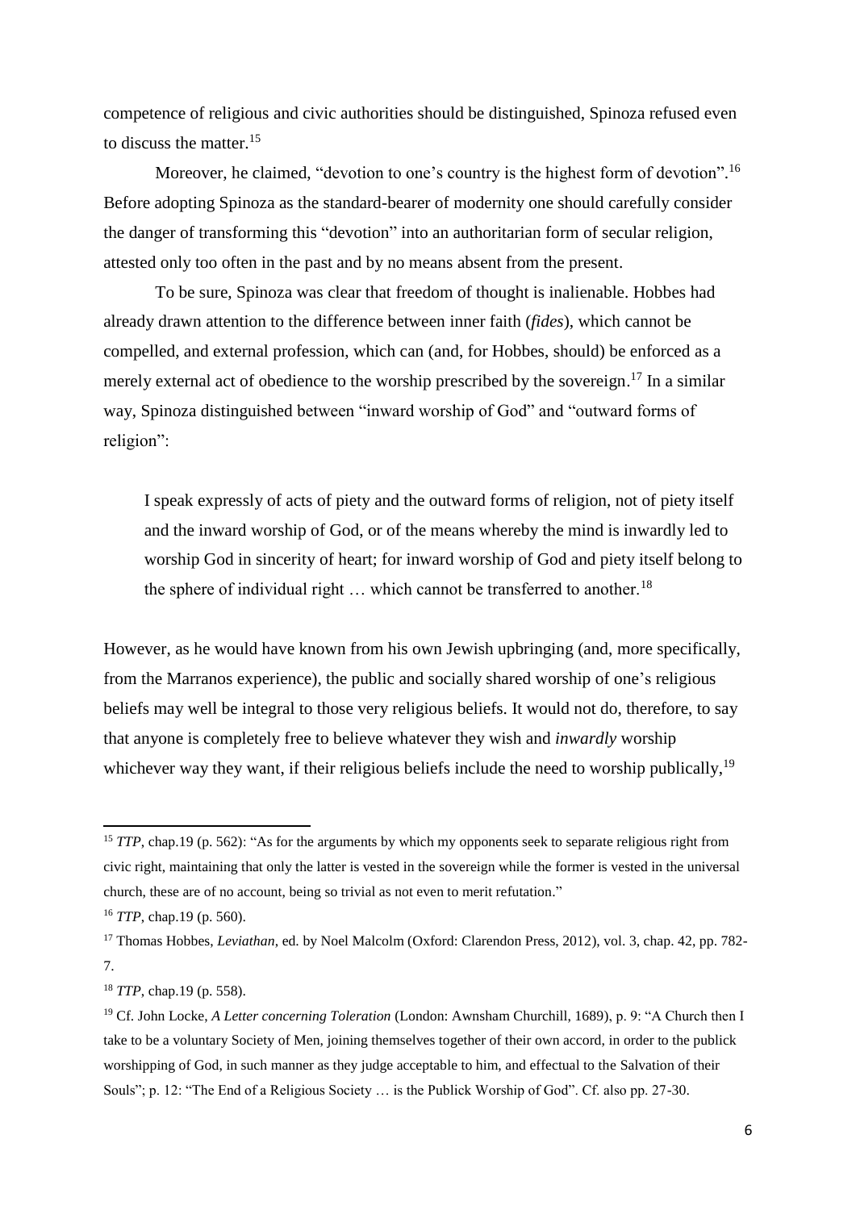competence of religious and civic authorities should be distinguished, Spinoza refused even to discuss the matter.[15]

Moreover, he claimed, "devotion to one's country is the highest form of devotion".[16] Before adopting Spinoza as the standard-bearer of modernity one should carefully consider the danger of transforming this "devotion" into an authoritarian form of secular religion, attested only too often in the past and by no means absent from the present.

To be sure, Spinoza was clear that freedom of thought is inalienable. Hobbes had already drawn attention to the difference between inner faith (*fides*), which cannot be compelled, and external profession, which can (and, for Hobbes, should) be enforced as a merely external act of obedience to the worship prescribed by the sovereign.[17] In a similar way, Spinoza distinguished between "inward worship of God" and "outward forms of religion":

> I speak expressly of acts of piety and the outward forms of religion, not of piety itself and the inward worship of God, or of the means whereby the mind is inwardly led to worship God in sincerity of heart; for inward worship of God and piety itself belong to the sphere of individual right … which cannot be transferred to another.[18]

However, as he would have known from his own Jewish upbringing (and, more specifically, from the Marranos experience), the public and socially shared worship of one's religious beliefs may well be integral to those very religious beliefs. It would not do, therefore, to say that anyone is completely free to believe whatever they wish and *inwardly* worship whichever way they want, if their religious beliefs include the need to worship publically,[19]

---

[15] *TTP*, chap.19 (p. 562): "As for the arguments by which my opponents seek to separate religious right from civic right, maintaining that only the latter is vested in the sovereign while the former is vested in the universal church, these are of no account, being so trivial as not even to merit refutation."

[16] *TTP*, chap.19 (p. 560).

[17] Thomas Hobbes, *Leviathan*, ed. by Noel Malcolm (Oxford: Clarendon Press, 2012), vol. 3, chap. 42, pp. 782-7.

[18] *TTP*, chap.19 (p. 558).

[19] Cf. John Locke, *A Letter concerning Toleration* (London: Awnsham Churchill, 1689), p. 9: "A Church then I take to be a voluntary Society of Men, joining themselves together of their own accord, in order to the publick worshipping of God, in such manner as they judge acceptable to him, and effectual to the Salvation of their Souls"; p. 12: "The End of a Religious Society … is the Publick Worship of God". Cf. also pp. 27-30.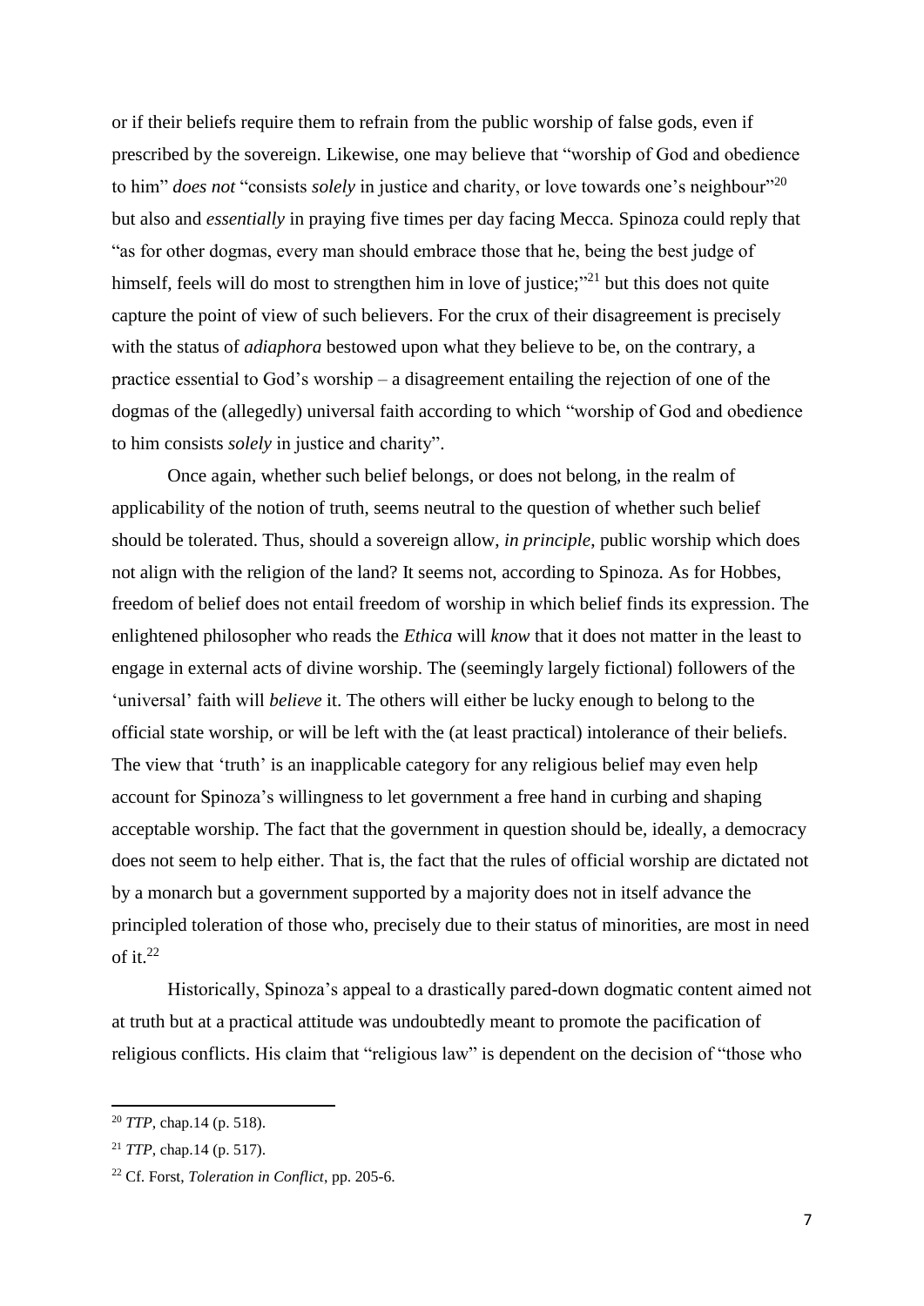or if their beliefs require them to refrain from the public worship of false gods, even if prescribed by the sovereign. Likewise, one may believe that "worship of God and obedience to him" *does not* "consists *solely* in justice and charity, or love towards one's neighbour"[20] but also and *essentially* in praying five times per day facing Mecca. Spinoza could reply that "as for other dogmas, every man should embrace those that he, being the best judge of himself, feels will do most to strengthen him in love of justice;"[21] but this does not quite capture the point of view of such believers. For the crux of their disagreement is precisely with the status of *adiaphora* bestowed upon what they believe to be, on the contrary, a practice essential to God's worship – a disagreement entailing the rejection of one of the dogmas of the (allegedly) universal faith according to which "worship of God and obedience to him consists *solely* in justice and charity".

Once again, whether such belief belongs, or does not belong, in the realm of applicability of the notion of truth, seems neutral to the question of whether such belief should be tolerated. Thus, should a sovereign allow, *in principle*, public worship which does not align with the religion of the land? It seems not, according to Spinoza. As for Hobbes, freedom of belief does not entail freedom of worship in which belief finds its expression. The enlightened philosopher who reads the *Ethica* will *know* that it does not matter in the least to engage in external acts of divine worship. The (seemingly largely fictional) followers of the 'universal' faith will *believe* it. The others will either be lucky enough to belong to the official state worship, or will be left with the (at least practical) intolerance of their beliefs. The view that 'truth' is an inapplicable category for any religious belief may even help account for Spinoza's willingness to let government a free hand in curbing and shaping acceptable worship. The fact that the government in question should be, ideally, a democracy does not seem to help either. That is, the fact that the rules of official worship are dictated not by a monarch but a government supported by a majority does not in itself advance the principled toleration of those who, precisely due to their status of minorities, are most in need of it.[22]

Historically, Spinoza's appeal to a drastically pared-down dogmatic content aimed not at truth but at a practical attitude was undoubtedly meant to promote the pacification of religious conflicts. His claim that "religious law" is dependent on the decision of "those who

[20] *TTP*, chap.14 (p. 518).

[21] *TTP*, chap.14 (p. 517).

[22] Cf. Forst, *Toleration in Conflict*, pp. 205-6.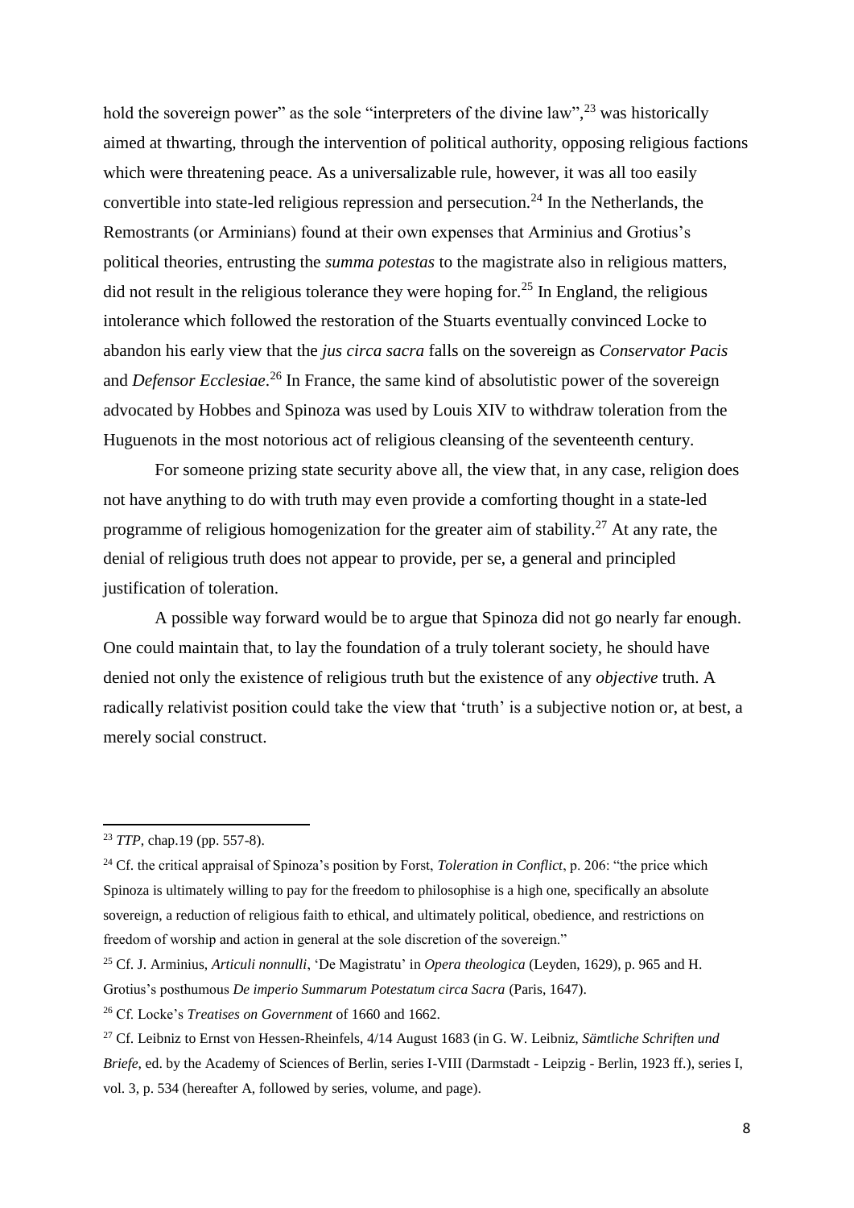hold the sovereign power" as the sole "interpreters of the divine law",[23] was historically aimed at thwarting, through the intervention of political authority, opposing religious factions which were threatening peace. As a universalizable rule, however, it was all too easily convertible into state-led religious repression and persecution.[24] In the Netherlands, the Remostrants (or Arminians) found at their own expenses that Arminius and Grotius's political theories, entrusting the *summa potestas* to the magistrate also in religious matters, did not result in the religious tolerance they were hoping for.[25] In England, the religious intolerance which followed the restoration of the Stuarts eventually convinced Locke to abandon his early view that the *jus circa sacra* falls on the sovereign as *Conservator Pacis* and *Defensor Ecclesiae*.[26] In France, the same kind of absolutistic power of the sovereign advocated by Hobbes and Spinoza was used by Louis XIV to withdraw toleration from the Huguenots in the most notorious act of religious cleansing of the seventeenth century.

For someone prizing state security above all, the view that, in any case, religion does not have anything to do with truth may even provide a comforting thought in a state-led programme of religious homogenization for the greater aim of stability.[27] At any rate, the denial of religious truth does not appear to provide, per se, a general and principled justification of toleration.

A possible way forward would be to argue that Spinoza did not go nearly far enough. One could maintain that, to lay the foundation of a truly tolerant society, he should have denied not only the existence of religious truth but the existence of any *objective* truth. A radically relativist position could take the view that 'truth' is a subjective notion or, at best, a merely social construct.

---

[23] *TTP*, chap.19 (pp. 557-8).

[24] Cf. the critical appraisal of Spinoza's position by Forst, *Toleration in Conflict*, p. 206: "the price which Spinoza is ultimately willing to pay for the freedom to philosophise is a high one, specifically an absolute sovereign, a reduction of religious faith to ethical, and ultimately political, obedience, and restrictions on freedom of worship and action in general at the sole discretion of the sovereign."

[25] Cf. J. Arminius, *Articuli nonnulli*, 'De Magistratu' in *Opera theologica* (Leyden, 1629), p. 965 and H. Grotius's posthumous *De imperio Summarum Potestatum circa Sacra* (Paris, 1647).

[26] Cf. Locke's *Treatises on Government* of 1660 and 1662.

[27] Cf. Leibniz to Ernst von Hessen-Rheinfels, 4/14 August 1683 (in G. W. Leibniz, *Sämtliche Schriften und Briefe*, ed. by the Academy of Sciences of Berlin, series I-VIII (Darmstadt - Leipzig - Berlin, 1923 ff.), series I, vol. 3, p. 534 (hereafter A, followed by series, volume, and page).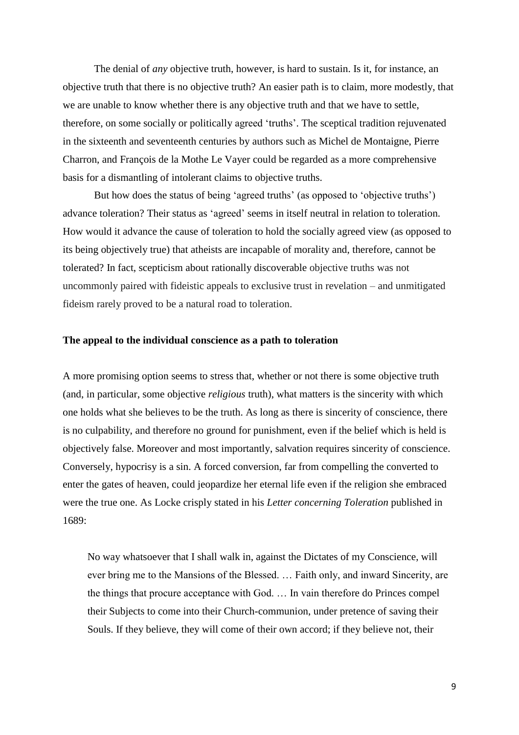The denial of *any* objective truth, however, is hard to sustain. Is it, for instance, an objective truth that there is no objective truth? An easier path is to claim, more modestly, that we are unable to know whether there is any objective truth and that we have to settle, therefore, on some socially or politically agreed 'truths'. The sceptical tradition rejuvenated in the sixteenth and seventeenth centuries by authors such as Michel de Montaigne, Pierre Charron, and François de la Mothe Le Vayer could be regarded as a more comprehensive basis for a dismantling of intolerant claims to objective truths.

But how does the status of being 'agreed truths' (as opposed to 'objective truths') advance toleration? Their status as 'agreed' seems in itself neutral in relation to toleration. How would it advance the cause of toleration to hold the socially agreed view (as opposed to its being objectively true) that atheists are incapable of morality and, therefore, cannot be tolerated? In fact, scepticism about rationally discoverable objective truths was not uncommonly paired with fideistic appeals to exclusive trust in revelation – and unmitigated fideism rarely proved to be a natural road to toleration.

### The appeal to the individual conscience as a path to toleration

A more promising option seems to stress that, whether or not there is some objective truth (and, in particular, some objective *religious* truth), what matters is the sincerity with which one holds what she believes to be the truth. As long as there is sincerity of conscience, there is no culpability, and therefore no ground for punishment, even if the belief which is held is objectively false. Moreover and most importantly, salvation requires sincerity of conscience. Conversely, hypocrisy is a sin. A forced conversion, far from compelling the converted to enter the gates of heaven, could jeopardize her eternal life even if the religion she embraced were the true one. As Locke crisply stated in his *Letter concerning Toleration* published in 1689:

> No way whatsoever that I shall walk in, against the Dictates of my Conscience, will ever bring me to the Mansions of the Blessed. … Faith only, and inward Sincerity, are the things that procure acceptance with God. … In vain therefore do Princes compel their Subjects to come into their Church-communion, under pretence of saving their Souls. If they believe, they will come of their own accord; if they believe not, their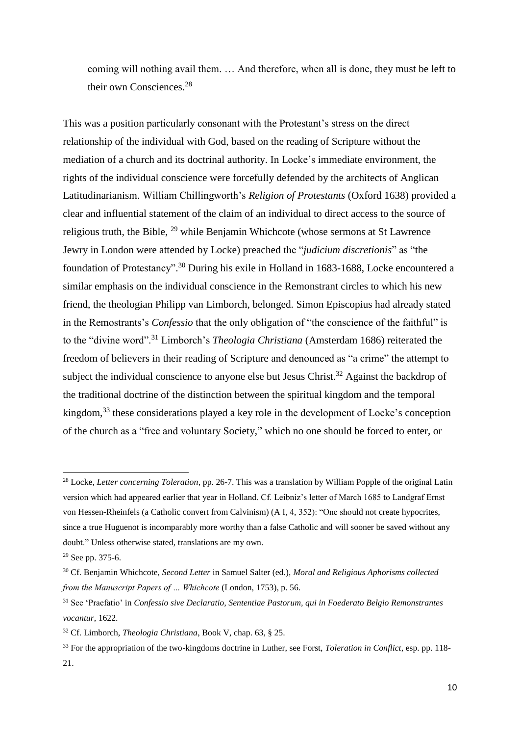> coming will nothing avail them. … And therefore, when all is done, they must be left to their own Consciences.[28]

This was a position particularly consonant with the Protestant's stress on the direct relationship of the individual with God, based on the reading of Scripture without the mediation of a church and its doctrinal authority. In Locke's immediate environment, the rights of the individual conscience were forcefully defended by the architects of Anglican Latitudinarianism. William Chillingworth's *Religion of Protestants* (Oxford 1638) provided a clear and influential statement of the claim of an individual to direct access to the source of religious truth, the Bible, [29] while Benjamin Whichcote (whose sermons at St Lawrence Jewry in London were attended by Locke) preached the "*judicium discretionis*" as "the foundation of Protestancy".[30] During his exile in Holland in 1683-1688, Locke encountered a similar emphasis on the individual conscience in the Remonstrant circles to which his new friend, the theologian Philipp van Limborch, belonged. Simon Episcopius had already stated in the Remostrants's *Confessio* that the only obligation of "the conscience of the faithful" is to the "divine word".[31] Limborch's *Theologia Christiana* (Amsterdam 1686) reiterated the freedom of believers in their reading of Scripture and denounced as "a crime" the attempt to subject the individual conscience to anyone else but Jesus Christ.[32] Against the backdrop of the traditional doctrine of the distinction between the spiritual kingdom and the temporal kingdom,[33] these considerations played a key role in the development of Locke's conception of the church as a "free and voluntary Society," which no one should be forced to enter, or

---

[28] Locke, *Letter concerning Toleration*, pp. 26-7. This was a translation by William Popple of the original Latin version which had appeared earlier that year in Holland. Cf. Leibniz's letter of March 1685 to Landgraf Ernst von Hessen-Rheinfels (a Catholic convert from Calvinism) (A I, 4, 352): "One should not create hypocrites, since a true Huguenot is incomparably more worthy than a false Catholic and will sooner be saved without any doubt." Unless otherwise stated, translations are my own.

[29] See pp. 375-6.

[30] Cf. Benjamin Whichcote, *Second Letter* in Samuel Salter (ed.), *Moral and Religious Aphorisms collected from the Manuscript Papers of … Whichcote* (London, 1753), p. 56.

[31] See 'Praefatio' in *Confessio sive Declaratio, Sententiae Pastorum, qui in Foederato Belgio Remonstrantes vocantur*, 1622.

[32] Cf. Limborch, *Theologia Christiana*, Book V, chap. 63, § 25.

[33] For the appropriation of the two-kingdoms doctrine in Luther, see Forst, *Toleration in Conflict*, esp. pp. 118-21.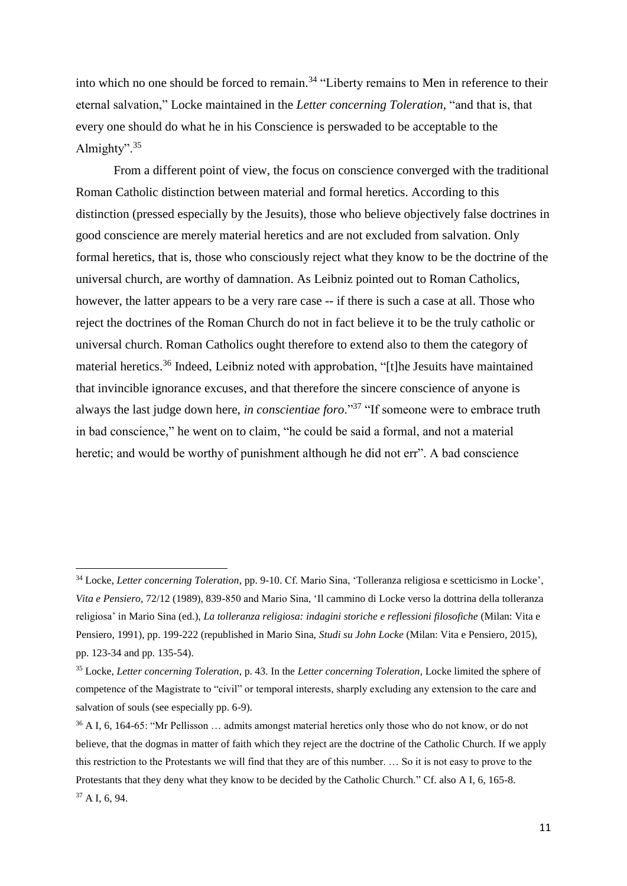into which no one should be forced to remain.[34] "Liberty remains to Men in reference to their eternal salvation," Locke maintained in the *Letter concerning Toleration*, "and that is, that every one should do what he in his Conscience is perswaded to be acceptable to the Almighty".[35]

From a different point of view, the focus on conscience converged with the traditional Roman Catholic distinction between material and formal heretics. According to this distinction (pressed especially by the Jesuits), those who believe objectively false doctrines in good conscience are merely material heretics and are not excluded from salvation. Only formal heretics, that is, those who consciously reject what they know to be the doctrine of the universal church, are worthy of damnation. As Leibniz pointed out to Roman Catholics, however, the latter appears to be a very rare case -- if there is such a case at all. Those who reject the doctrines of the Roman Church do not in fact believe it to be the truly catholic or universal church. Roman Catholics ought therefore to extend also to them the category of material heretics.[36] Indeed, Leibniz noted with approbation, "[t]he Jesuits have maintained that invincible ignorance excuses, and that therefore the sincere conscience of anyone is always the last judge down here, *in conscientiae foro*."[37] "If someone were to embrace truth in bad conscience," he went on to claim, "he could be said a formal, and not a material heretic; and would be worthy of punishment although he did not err". A bad conscience

---

[34] Locke, *Letter concerning Toleration*, pp. 9-10. Cf. Mario Sina, 'Tolleranza religiosa e scetticismo in Locke', *Vita e Pensiero*, 72/12 (1989), 839-850 and Mario Sina, 'Il cammino di Locke verso la dottrina della tolleranza religiosa' in Mario Sina (ed.), *La tolleranza religiosa: indagini storiche e reflessioni filosofiche* (Milan: Vita e Pensiero, 1991), pp. 199-222 (republished in Mario Sina, *Studi su John Locke* (Milan: Vita e Pensiero, 2015), pp. 123-34 and pp. 135-54).

[35] Locke, *Letter concerning Toleration*, p. 43. In the *Letter concerning Toleration*, Locke limited the sphere of competence of the Magistrate to "civil" or temporal interests, sharply excluding any extension to the care and salvation of souls (see especially pp. 6-9).

[36] A I, 6, 164-65: "Mr Pellisson … admits amongst material heretics only those who do not know, or do not believe, that the dogmas in matter of faith which they reject are the doctrine of the Catholic Church. If we apply this restriction to the Protestants we will find that they are of this number. … So it is not easy to prove to the Protestants that they deny what they know to be decided by the Catholic Church." Cf. also A I, 6, 165-8.

[37] A I, 6, 94.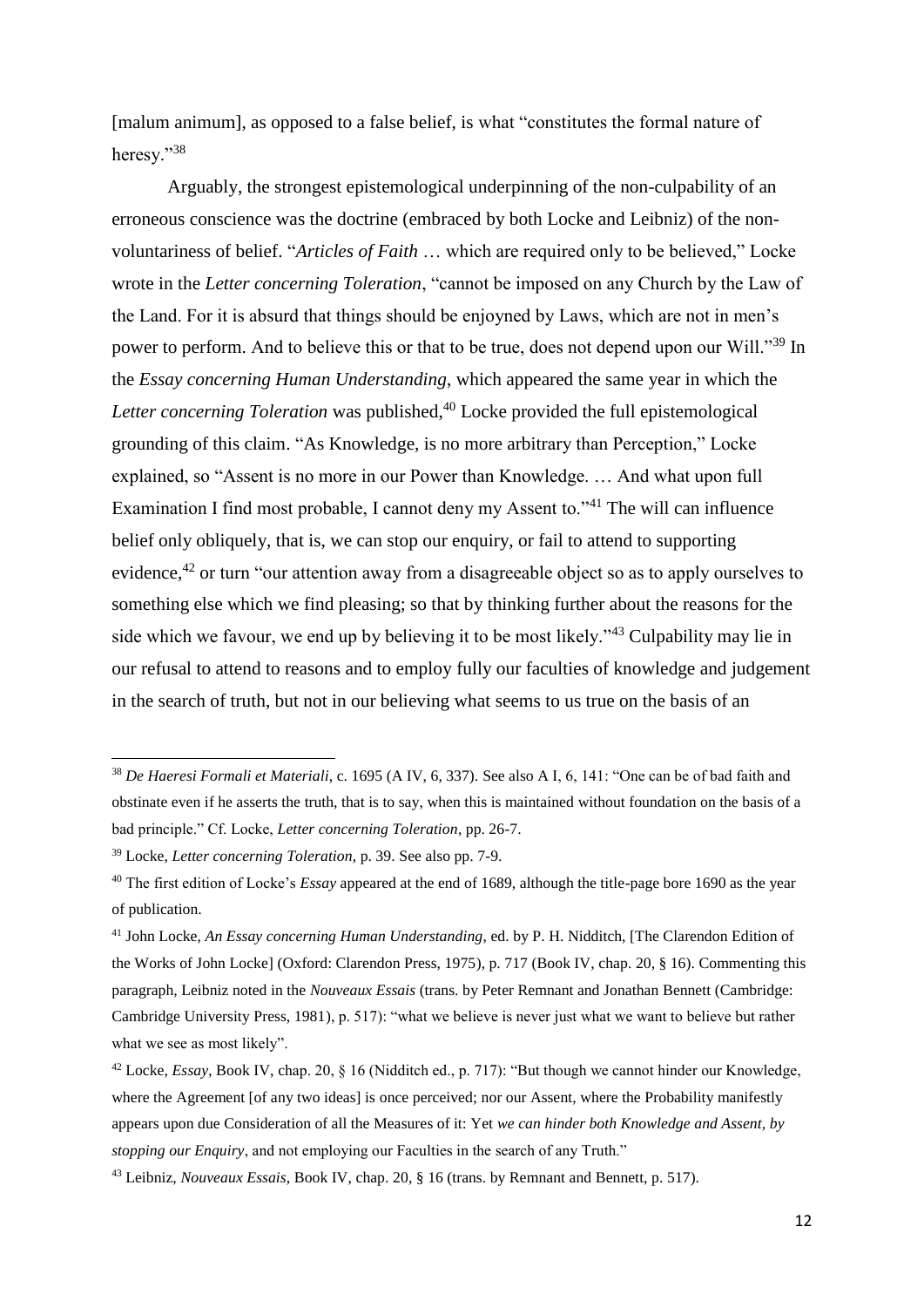[malum animum], as opposed to a false belief, is what "constitutes the formal nature of heresy."[38]

Arguably, the strongest epistemological underpinning of the non-culpability of an erroneous conscience was the doctrine (embraced by both Locke and Leibniz) of the non-voluntariness of belief. "*Articles of Faith* … which are required only to be believed," Locke wrote in the *Letter concerning Toleration*, "cannot be imposed on any Church by the Law of the Land. For it is absurd that things should be enjoyned by Laws, which are not in men's power to perform. And to believe this or that to be true, does not depend upon our Will."[39] In the *Essay concerning Human Understanding*, which appeared the same year in which the *Letter concerning Toleration* was published,[40] Locke provided the full epistemological grounding of this claim. "As Knowledge, is no more arbitrary than Perception," Locke explained, so "Assent is no more in our Power than Knowledge. … And what upon full Examination I find most probable, I cannot deny my Assent to."[41] The will can influence belief only obliquely, that is, we can stop our enquiry, or fail to attend to supporting evidence,[42] or turn "our attention away from a disagreeable object so as to apply ourselves to something else which we find pleasing; so that by thinking further about the reasons for the side which we favour, we end up by believing it to be most likely."[43] Culpability may lie in our refusal to attend to reasons and to employ fully our faculties of knowledge and judgement in the search of truth, but not in our believing what seems to us true on the basis of an

---

[38] *De Haeresi Formali et Materiali*, c. 1695 (A IV, 6, 337). See also A I, 6, 141: "One can be of bad faith and obstinate even if he asserts the truth, that is to say, when this is maintained without foundation on the basis of a bad principle." Cf. Locke, *Letter concerning Toleration*, pp. 26-7.

[39] Locke, *Letter concerning Toleration*, p. 39. See also pp. 7-9.

[40] The first edition of Locke's *Essay* appeared at the end of 1689, although the title-page bore 1690 as the year of publication.

[41] John Locke, *An Essay concerning Human Understanding*, ed. by P. H. Nidditch, [The Clarendon Edition of the Works of John Locke] (Oxford: Clarendon Press, 1975), p. 717 (Book IV, chap. 20, § 16). Commenting this paragraph, Leibniz noted in the *Nouveaux Essais* (trans. by Peter Remnant and Jonathan Bennett (Cambridge: Cambridge University Press, 1981), p. 517): "what we believe is never just what we want to believe but rather what we see as most likely".

[42] Locke, *Essay*, Book IV, chap. 20, § 16 (Nidditch ed., p. 717): "But though we cannot hinder our Knowledge, where the Agreement [of any two ideas] is once perceived; nor our Assent, where the Probability manifestly appears upon due Consideration of all the Measures of it: Yet *we can hinder both Knowledge and Assent, by stopping our Enquiry*, and not employing our Faculties in the search of any Truth."

[43] Leibniz, *Nouveaux Essais*, Book IV, chap. 20, § 16 (trans. by Remnant and Bennett, p. 517).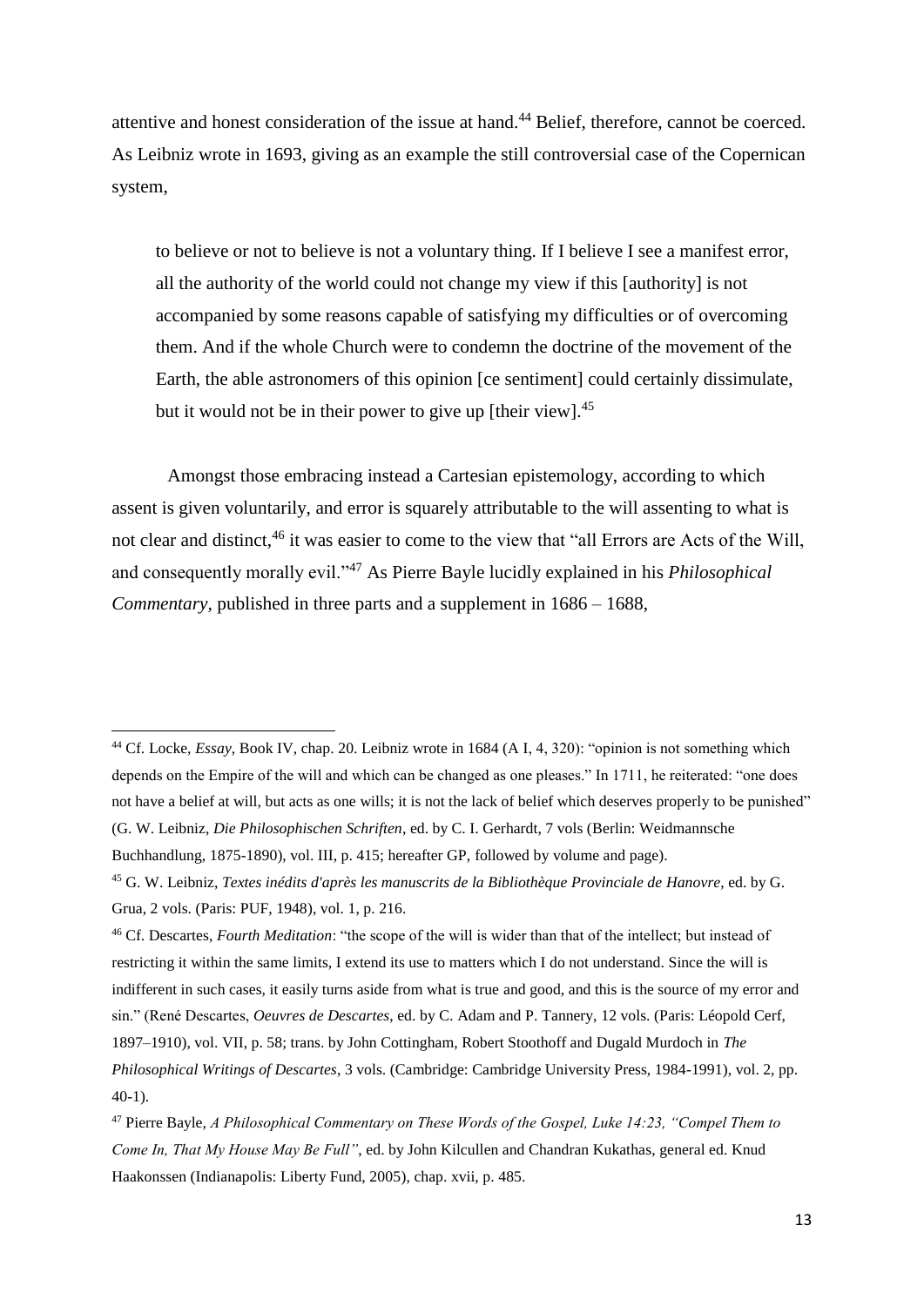attentive and honest consideration of the issue at hand.[44] Belief, therefore, cannot be coerced. As Leibniz wrote in 1693, giving as an example the still controversial case of the Copernican system,

> to believe or not to believe is not a voluntary thing. If I believe I see a manifest error, all the authority of the world could not change my view if this [authority] is not accompanied by some reasons capable of satisfying my difficulties or of overcoming them. And if the whole Church were to condemn the doctrine of the movement of the Earth, the able astronomers of this opinion [ce sentiment] could certainly dissimulate, but it would not be in their power to give up [their view].[45]

Amongst those embracing instead a Cartesian epistemology, according to which assent is given voluntarily, and error is squarely attributable to the will assenting to what is not clear and distinct,[46] it was easier to come to the view that "all Errors are Acts of the Will, and consequently morally evil."[47] As Pierre Bayle lucidly explained in his *Philosophical Commentary*, published in three parts and a supplement in 1686 – 1688,

---

[44] Cf. Locke, *Essay*, Book IV, chap. 20. Leibniz wrote in 1684 (A I, 4, 320): "opinion is not something which depends on the Empire of the will and which can be changed as one pleases." In 1711, he reiterated: "one does not have a belief at will, but acts as one wills; it is not the lack of belief which deserves properly to be punished" (G. W. Leibniz, *Die Philosophischen Schriften*, ed. by C. I. Gerhardt, 7 vols (Berlin: Weidmannsche Buchhandlung, 1875-1890), vol. III, p. 415; hereafter GP, followed by volume and page).

[45] G. W. Leibniz, *Textes inédits d'après les manuscrits de la Bibliothèque Provinciale de Hanovre*, ed. by G. Grua, 2 vols. (Paris: PUF, 1948), vol. 1, p. 216.

[46] Cf. Descartes, *Fourth Meditation*: "the scope of the will is wider than that of the intellect; but instead of restricting it within the same limits, I extend its use to matters which I do not understand. Since the will is indifferent in such cases, it easily turns aside from what is true and good, and this is the source of my error and sin." (René Descartes, *Oeuvres de Descartes*, ed. by C. Adam and P. Tannery, 12 vols. (Paris: Léopold Cerf, 1897–1910), vol. VII, p. 58; trans. by John Cottingham, Robert Stoothoff and Dugald Murdoch in *The Philosophical Writings of Descartes*, 3 vols. (Cambridge: Cambridge University Press, 1984-1991), vol. 2, pp. 40-1).

[47] Pierre Bayle, *A Philosophical Commentary on These Words of the Gospel, Luke 14:23, "Compel Them to Come In, That My House May Be Full"*, ed. by John Kilcullen and Chandran Kukathas, general ed. Knud Haakonssen (Indianapolis: Liberty Fund, 2005), chap. xvii, p. 485.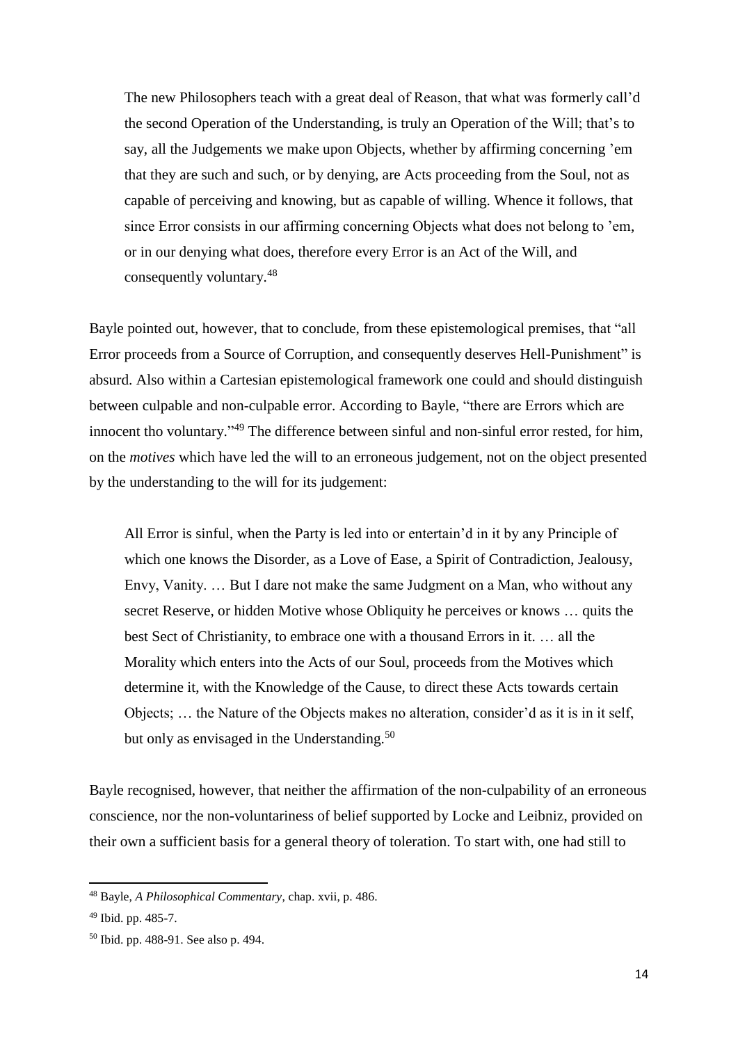> The new Philosophers teach with a great deal of Reason, that what was formerly call'd the second Operation of the Understanding, is truly an Operation of the Will; that's to say, all the Judgements we make upon Objects, whether by affirming concerning 'em that they are such and such, or by denying, are Acts proceeding from the Soul, not as capable of perceiving and knowing, but as capable of willing. Whence it follows, that since Error consists in our affirming concerning Objects what does not belong to 'em, or in our denying what does, therefore every Error is an Act of the Will, and consequently voluntary.[48]

Bayle pointed out, however, that to conclude, from these epistemological premises, that "all Error proceeds from a Source of Corruption, and consequently deserves Hell-Punishment" is absurd. Also within a Cartesian epistemological framework one could and should distinguish between culpable and non-culpable error. According to Bayle, "there are Errors which are innocent tho voluntary."[49] The difference between sinful and non-sinful error rested, for him, on the *motives* which have led the will to an erroneous judgement, not on the object presented by the understanding to the will for its judgement:

> All Error is sinful, when the Party is led into or entertain'd in it by any Principle of which one knows the Disorder, as a Love of Ease, a Spirit of Contradiction, Jealousy, Envy, Vanity. … But I dare not make the same Judgment on a Man, who without any secret Reserve, or hidden Motive whose Obliquity he perceives or knows … quits the best Sect of Christianity, to embrace one with a thousand Errors in it. … all the Morality which enters into the Acts of our Soul, proceeds from the Motives which determine it, with the Knowledge of the Cause, to direct these Acts towards certain Objects; … the Nature of the Objects makes no alteration, consider'd as it is in it self, but only as envisaged in the Understanding.[50]

Bayle recognised, however, that neither the affirmation of the non-culpability of an erroneous conscience, nor the non-voluntariness of belief supported by Locke and Leibniz, provided on their own a sufficient basis for a general theory of toleration. To start with, one had still to

---

[48] Bayle, *A Philosophical Commentary*, chap. xvii, p. 486.

[49] Ibid. pp. 485-7.

[50] Ibid. pp. 488-91. See also p. 494.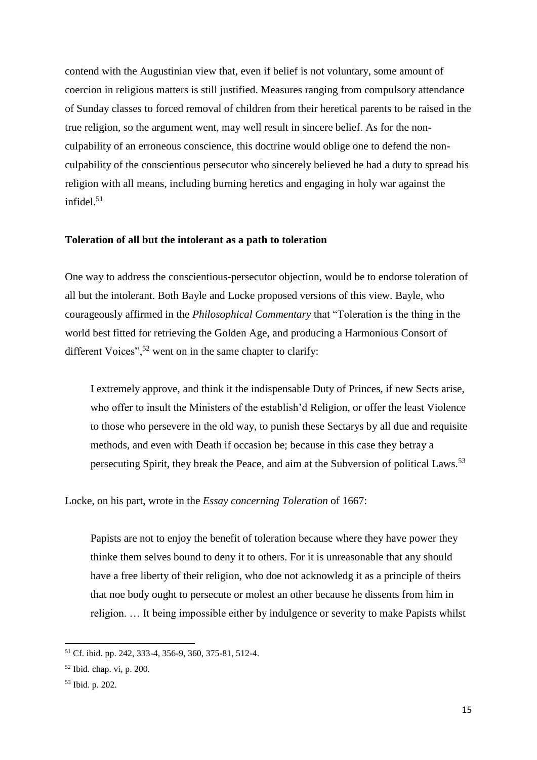contend with the Augustinian view that, even if belief is not voluntary, some amount of coercion in religious matters is still justified. Measures ranging from compulsory attendance of Sunday classes to forced removal of children from their heretical parents to be raised in the true religion, so the argument went, may well result in sincere belief. As for the non-culpability of an erroneous conscience, this doctrine would oblige one to defend the non-culpability of the conscientious persecutor who sincerely believed he had a duty to spread his religion with all means, including burning heretics and engaging in holy war against the infidel.[51]

### Toleration of all but the intolerant as a path to toleration

One way to address the conscientious-persecutor objection, would be to endorse toleration of all but the intolerant. Both Bayle and Locke proposed versions of this view. Bayle, who courageously affirmed in the *Philosophical Commentary* that "Toleration is the thing in the world best fitted for retrieving the Golden Age, and producing a Harmonious Consort of different Voices",[52] went on in the same chapter to clarify:

> I extremely approve, and think it the indispensable Duty of Princes, if new Sects arise, who offer to insult the Ministers of the establish'd Religion, or offer the least Violence to those who persevere in the old way, to punish these Sectarys by all due and requisite methods, and even with Death if occasion be; because in this case they betray a persecuting Spirit, they break the Peace, and aim at the Subversion of political Laws.[53]

Locke, on his part, wrote in the *Essay concerning Toleration* of 1667:

> Papists are not to enjoy the benefit of toleration because where they have power they thinke them selves bound to deny it to others. For it is unreasonable that any should have a free liberty of their religion, who doe not acknowledg it as a principle of theirs that noe body ought to persecute or molest an other because he dissents from him in religion. … It being impossible either by indulgence or severity to make Papists whilst

[51] Cf. ibid. pp. 242, 333-4, 356-9, 360, 375-81, 512-4.

[52] Ibid. chap. vi, p. 200.

[53] Ibid. p. 202.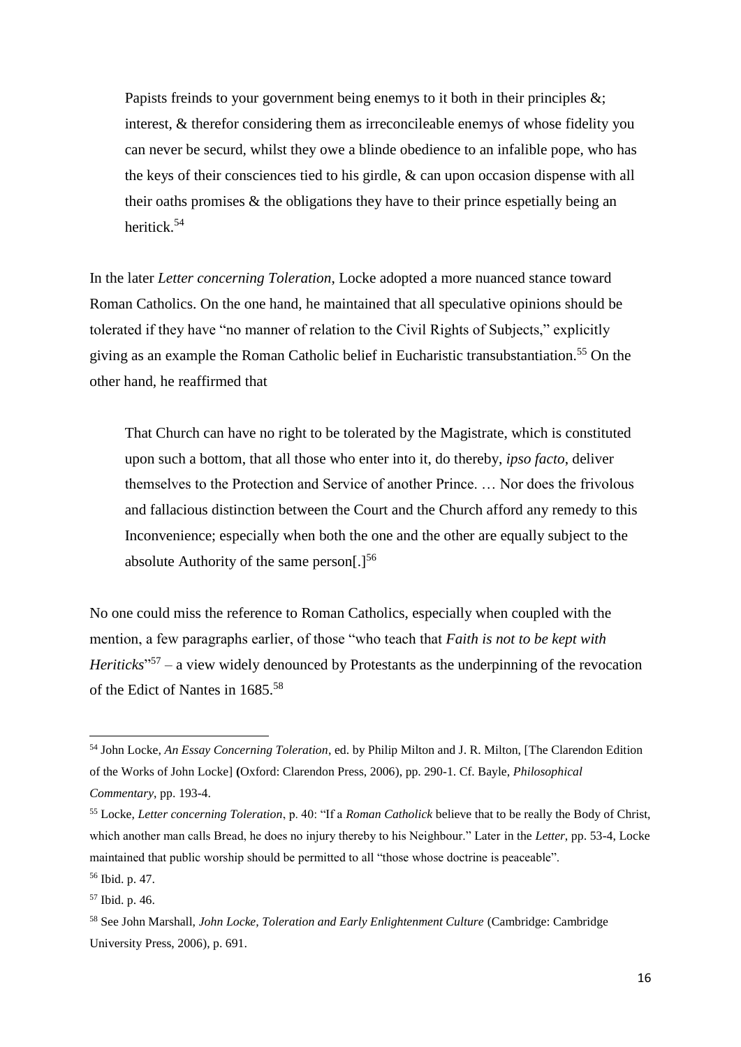> Papists freinds to your government being enemys to it both in their principles &; interest, & therefor considering them as irreconcileable enemys of whose fidelity you can never be securd, whilst they owe a blinde obedience to an infalible pope, who has the keys of their consciences tied to his girdle, & can upon occasion dispense with all their oaths promises & the obligations they have to their prince espetially being an heritick.[54]

In the later *Letter concerning Toleration*, Locke adopted a more nuanced stance toward Roman Catholics. On the one hand, he maintained that all speculative opinions should be tolerated if they have "no manner of relation to the Civil Rights of Subjects," explicitly giving as an example the Roman Catholic belief in Eucharistic transubstantiation.[55] On the other hand, he reaffirmed that

> That Church can have no right to be tolerated by the Magistrate, which is constituted upon such a bottom, that all those who enter into it, do thereby, *ipso facto*, deliver themselves to the Protection and Service of another Prince. … Nor does the frivolous and fallacious distinction between the Court and the Church afford any remedy to this Inconvenience; especially when both the one and the other are equally subject to the absolute Authority of the same person[.][56]

No one could miss the reference to Roman Catholics, especially when coupled with the mention, a few paragraphs earlier, of those "who teach that *Faith is not to be kept with Heriticks*"[57] – a view widely denounced by Protestants as the underpinning of the revocation of the Edict of Nantes in 1685.[58]

---

[54] John Locke, *An Essay Concerning Toleration*, ed. by Philip Milton and J. R. Milton, [The Clarendon Edition of the Works of John Locke] (Oxford: Clarendon Press, 2006), pp. 290-1. Cf. Bayle, *Philosophical Commentary*, pp. 193-4.

[55] Locke, *Letter concerning Toleration*, p. 40: "If a *Roman Catholick* believe that to be really the Body of Christ, which another man calls Bread, he does no injury thereby to his Neighbour." Later in the *Letter*, pp. 53-4, Locke maintained that public worship should be permitted to all "those whose doctrine is peaceable".

[56] Ibid. p. 47.

[57] Ibid. p. 46.

[58] See John Marshall, *John Locke, Toleration and Early Enlightenment Culture* (Cambridge: Cambridge University Press, 2006), p. 691.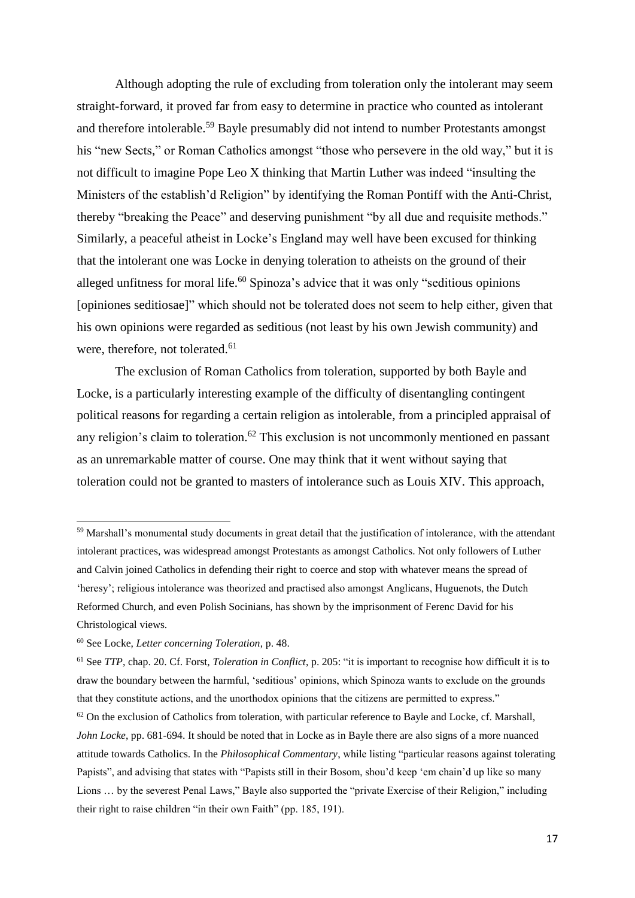Although adopting the rule of excluding from toleration only the intolerant may seem straight-forward, it proved far from easy to determine in practice who counted as intolerant and therefore intolerable.[59] Bayle presumably did not intend to number Protestants amongst his "new Sects," or Roman Catholics amongst "those who persevere in the old way," but it is not difficult to imagine Pope Leo X thinking that Martin Luther was indeed "insulting the Ministers of the establish'd Religion" by identifying the Roman Pontiff with the Anti-Christ, thereby "breaking the Peace" and deserving punishment "by all due and requisite methods." Similarly, a peaceful atheist in Locke's England may well have been excused for thinking that the intolerant one was Locke in denying toleration to atheists on the ground of their alleged unfitness for moral life.[60] Spinoza's advice that it was only "seditious opinions [opiniones seditiosae]" which should not be tolerated does not seem to help either, given that his own opinions were regarded as seditious (not least by his own Jewish community) and were, therefore, not tolerated.[61]

The exclusion of Roman Catholics from toleration, supported by both Bayle and Locke, is a particularly interesting example of the difficulty of disentangling contingent political reasons for regarding a certain religion as intolerable, from a principled appraisal of any religion's claim to toleration.[62] This exclusion is not uncommonly mentioned en passant as an unremarkable matter of course. One may think that it went without saying that toleration could not be granted to masters of intolerance such as Louis XIV. This approach,

---

[59] Marshall's monumental study documents in great detail that the justification of intolerance, with the attendant intolerant practices, was widespread amongst Protestants as amongst Catholics. Not only followers of Luther and Calvin joined Catholics in defending their right to coerce and stop with whatever means the spread of 'heresy'; religious intolerance was theorized and practised also amongst Anglicans, Huguenots, the Dutch Reformed Church, and even Polish Socinians, has shown by the imprisonment of Ferenc David for his Christological views.

[60] See Locke, *Letter concerning Toleration*, p. 48.

[61] See *TTP*, chap. 20. Cf. Forst, *Toleration in Conflict*, p. 205: "it is important to recognise how difficult it is to draw the boundary between the harmful, 'seditious' opinions, which Spinoza wants to exclude on the grounds that they constitute actions, and the unorthodox opinions that the citizens are permitted to express."

[62] On the exclusion of Catholics from toleration, with particular reference to Bayle and Locke, cf. Marshall, *John Locke*, pp. 681-694. It should be noted that in Locke as in Bayle there are also signs of a more nuanced attitude towards Catholics. In the *Philosophical Commentary*, while listing "particular reasons against tolerating Papists", and advising that states with "Papists still in their Bosom, shou'd keep 'em chain'd up like so many Lions … by the severest Penal Laws," Bayle also supported the "private Exercise of their Religion," including their right to raise children "in their own Faith" (pp. 185, 191).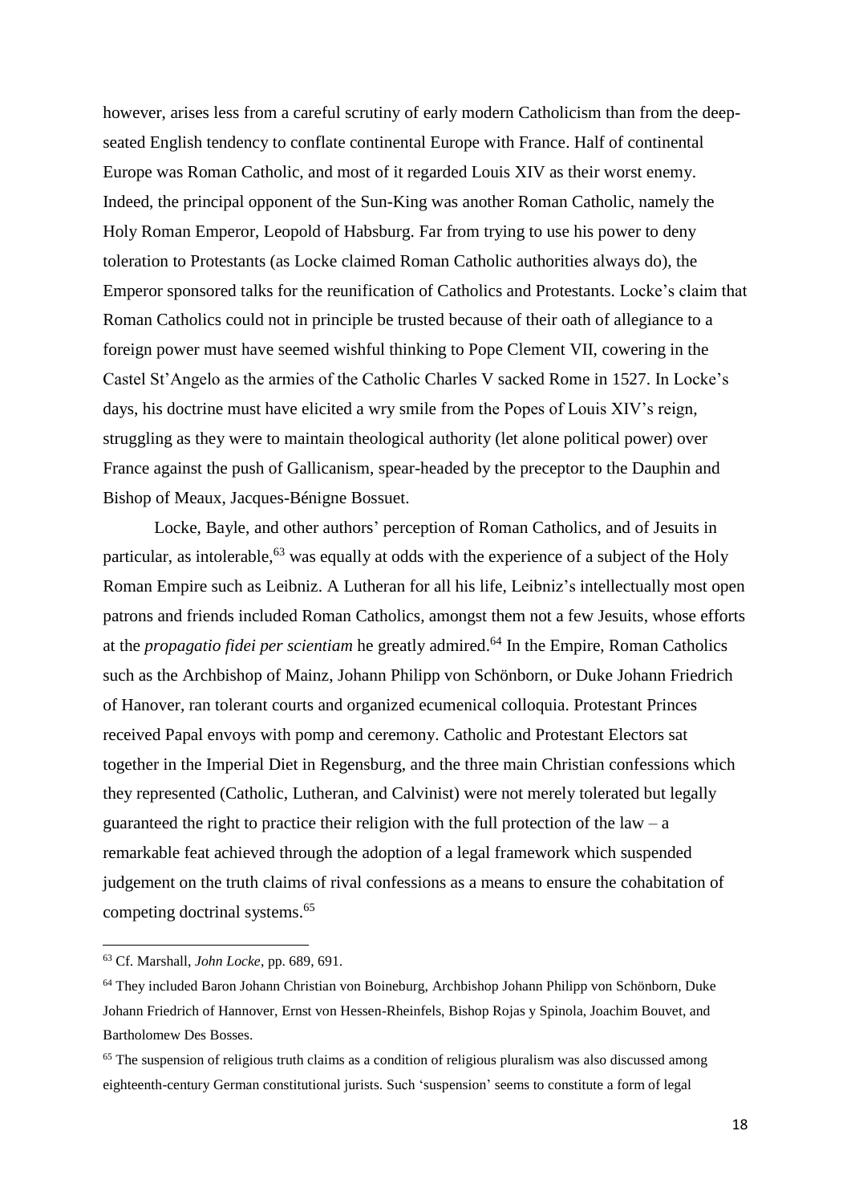however, arises less from a careful scrutiny of early modern Catholicism than from the deep-seated English tendency to conflate continental Europe with France. Half of continental Europe was Roman Catholic, and most of it regarded Louis XIV as their worst enemy. Indeed, the principal opponent of the Sun-King was another Roman Catholic, namely the Holy Roman Emperor, Leopold of Habsburg. Far from trying to use his power to deny toleration to Protestants (as Locke claimed Roman Catholic authorities always do), the Emperor sponsored talks for the reunification of Catholics and Protestants. Locke's claim that Roman Catholics could not in principle be trusted because of their oath of allegiance to a foreign power must have seemed wishful thinking to Pope Clement VII, cowering in the Castel St'Angelo as the armies of the Catholic Charles V sacked Rome in 1527. In Locke's days, his doctrine must have elicited a wry smile from the Popes of Louis XIV's reign, struggling as they were to maintain theological authority (let alone political power) over France against the push of Gallicanism, spear-headed by the preceptor to the Dauphin and Bishop of Meaux, Jacques-Bénigne Bossuet.

Locke, Bayle, and other authors' perception of Roman Catholics, and of Jesuits in particular, as intolerable,[63] was equally at odds with the experience of a subject of the Holy Roman Empire such as Leibniz. A Lutheran for all his life, Leibniz's intellectually most open patrons and friends included Roman Catholics, amongst them not a few Jesuits, whose efforts at the *propagatio fidei per scientiam* he greatly admired.[64] In the Empire, Roman Catholics such as the Archbishop of Mainz, Johann Philipp von Schönborn, or Duke Johann Friedrich of Hanover, ran tolerant courts and organized ecumenical colloquia. Protestant Princes received Papal envoys with pomp and ceremony. Catholic and Protestant Electors sat together in the Imperial Diet in Regensburg, and the three main Christian confessions which they represented (Catholic, Lutheran, and Calvinist) were not merely tolerated but legally guaranteed the right to practice their religion with the full protection of the law – a remarkable feat achieved through the adoption of a legal framework which suspended judgement on the truth claims of rival confessions as a means to ensure the cohabitation of competing doctrinal systems.[65]

[63] Cf. Marshall, *John Locke*, pp. 689, 691.

[64] They included Baron Johann Christian von Boineburg, Archbishop Johann Philipp von Schönborn, Duke Johann Friedrich of Hannover, Ernst von Hessen-Rheinfels, Bishop Rojas y Spinola, Joachim Bouvet, and Bartholomew Des Bosses.

[65] The suspension of religious truth claims as a condition of religious pluralism was also discussed among eighteenth-century German constitutional jurists. Such 'suspension' seems to constitute a form of legal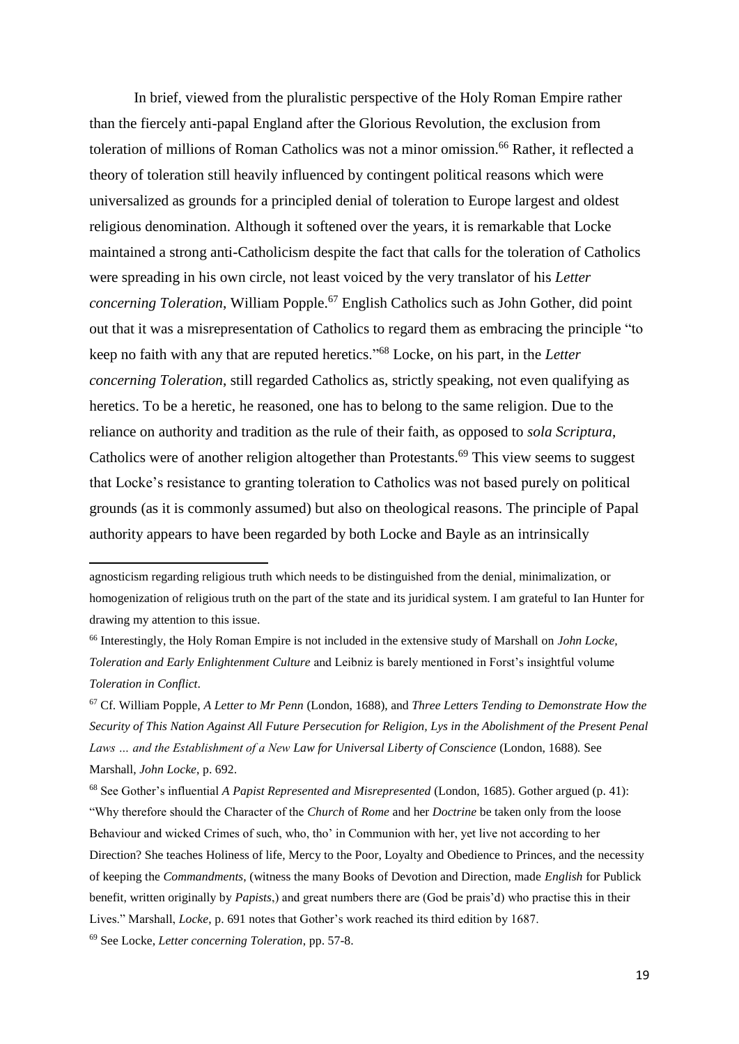In brief, viewed from the pluralistic perspective of the Holy Roman Empire rather than the fiercely anti-papal England after the Glorious Revolution, the exclusion from toleration of millions of Roman Catholics was not a minor omission.[66] Rather, it reflected a theory of toleration still heavily influenced by contingent political reasons which were universalized as grounds for a principled denial of toleration to Europe largest and oldest religious denomination. Although it softened over the years, it is remarkable that Locke maintained a strong anti-Catholicism despite the fact that calls for the toleration of Catholics were spreading in his own circle, not least voiced by the very translator of his *Letter concerning Toleration*, William Popple.[67] English Catholics such as John Gother, did point out that it was a misrepresentation of Catholics to regard them as embracing the principle "to keep no faith with any that are reputed heretics."[68] Locke, on his part, in the *Letter concerning Toleration*, still regarded Catholics as, strictly speaking, not even qualifying as heretics. To be a heretic, he reasoned, one has to belong to the same religion. Due to the reliance on authority and tradition as the rule of their faith, as opposed to *sola Scriptura*, Catholics were of another religion altogether than Protestants.[69] This view seems to suggest that Locke's resistance to granting toleration to Catholics was not based purely on political grounds (as it is commonly assumed) but also on theological reasons. The principle of Papal authority appears to have been regarded by both Locke and Bayle as an intrinsically

---

agnosticism regarding religious truth which needs to be distinguished from the denial, minimalization, or homogenization of religious truth on the part of the state and its juridical system. I am grateful to Ian Hunter for drawing my attention to this issue.

[66] Interestingly, the Holy Roman Empire is not included in the extensive study of Marshall on *John Locke, Toleration and Early Enlightenment Culture* and Leibniz is barely mentioned in Forst's insightful volume *Toleration in Conflict*.

[67] Cf. William Popple, *A Letter to Mr Penn* (London, 1688), and *Three Letters Tending to Demonstrate How the Security of This Nation Against All Future Persecution for Religion, Lys in the Abolishment of the Present Penal Laws … and the Establishment of a New Law for Universal Liberty of Conscience* (London, 1688). See Marshall, *John Locke*, p. 692.

[68] See Gother's influential *A Papist Represented and Misrepresented* (London, 1685). Gother argued (p. 41): "Why therefore should the Character of the *Church* of *Rome* and her *Doctrine* be taken only from the loose Behaviour and wicked Crimes of such, who, tho' in Communion with her, yet live not according to her Direction? She teaches Holiness of life, Mercy to the Poor, Loyalty and Obedience to Princes, and the necessity of keeping the *Commandments*, (witness the many Books of Devotion and Direction, made *English* for Publick benefit, written originally by *Papists*,) and great numbers there are (God be prais'd) who practise this in their Lives." Marshall, *Locke*, p. 691 notes that Gother's work reached its third edition by 1687.

[69] See Locke, *Letter concerning Toleration*, pp. 57-8.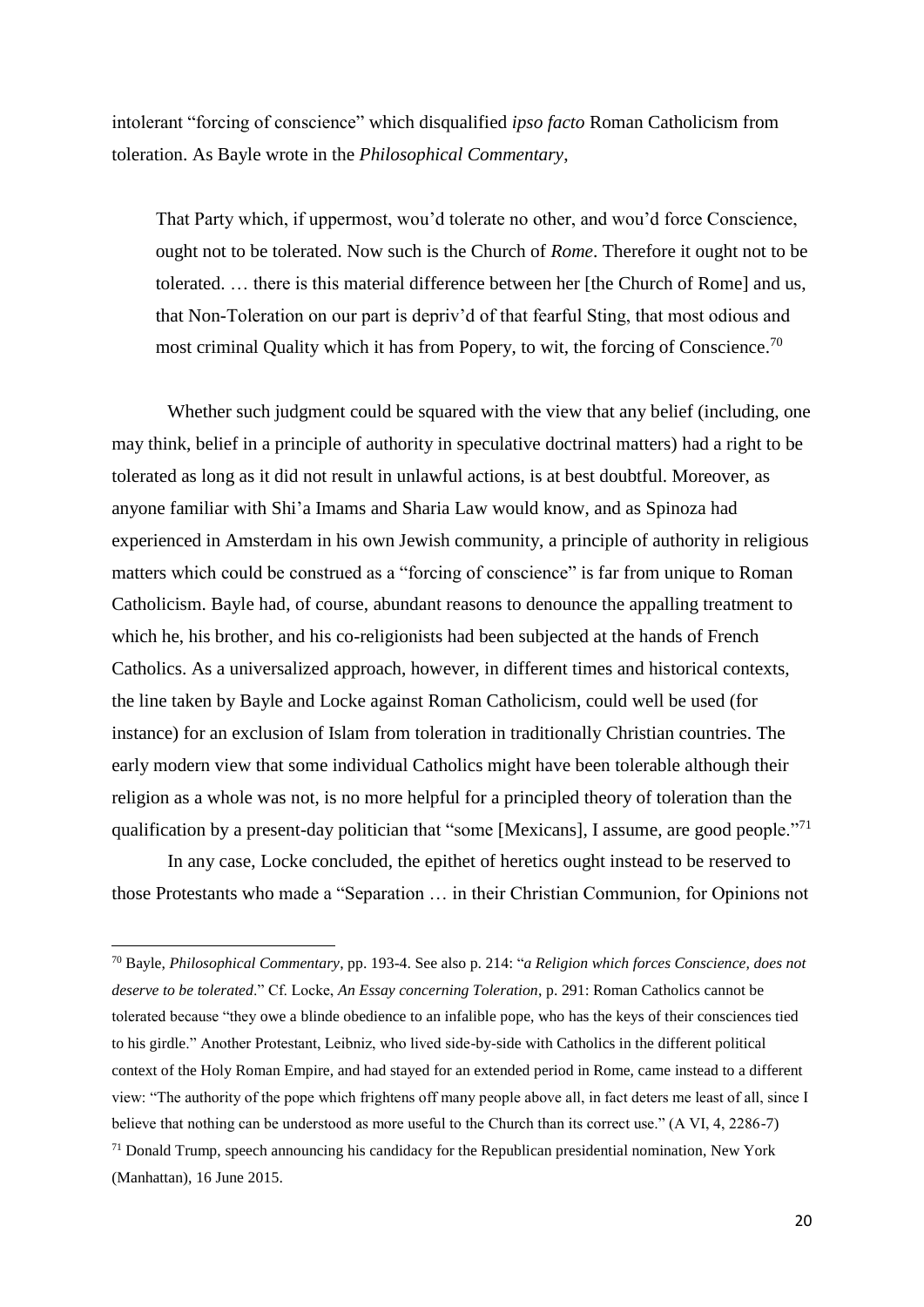intolerant "forcing of conscience" which disqualified *ipso facto* Roman Catholicism from toleration. As Bayle wrote in the *Philosophical Commentary*,

> That Party which, if uppermost, wou'd tolerate no other, and wou'd force Conscience, ought not to be tolerated. Now such is the Church of *Rome*. Therefore it ought not to be tolerated. … there is this material difference between her [the Church of Rome] and us, that Non-Toleration on our part is depriv'd of that fearful Sting, that most odious and most criminal Quality which it has from Popery, to wit, the forcing of Conscience.[70]

Whether such judgment could be squared with the view that any belief (including, one may think, belief in a principle of authority in speculative doctrinal matters) had a right to be tolerated as long as it did not result in unlawful actions, is at best doubtful. Moreover, as anyone familiar with Shi'a Imams and Sharia Law would know, and as Spinoza had experienced in Amsterdam in his own Jewish community, a principle of authority in religious matters which could be construed as a "forcing of conscience" is far from unique to Roman Catholicism. Bayle had, of course, abundant reasons to denounce the appalling treatment to which he, his brother, and his co-religionists had been subjected at the hands of French Catholics. As a universalized approach, however, in different times and historical contexts, the line taken by Bayle and Locke against Roman Catholicism, could well be used (for instance) for an exclusion of Islam from toleration in traditionally Christian countries. The early modern view that some individual Catholics might have been tolerable although their religion as a whole was not, is no more helpful for a principled theory of toleration than the qualification by a present-day politician that "some [Mexicans], I assume, are good people."[71]

In any case, Locke concluded, the epithet of heretics ought instead to be reserved to those Protestants who made a "Separation … in their Christian Communion, for Opinions not

---

[70] Bayle, *Philosophical Commentary*, pp. 193-4. See also p. 214: "*a Religion which forces Conscience, does not deserve to be tolerated*." Cf. Locke, *An Essay concerning Toleration*, p. 291: Roman Catholics cannot be tolerated because "they owe a blinde obedience to an infalible pope, who has the keys of their consciences tied to his girdle." Another Protestant, Leibniz, who lived side-by-side with Catholics in the different political context of the Holy Roman Empire, and had stayed for an extended period in Rome, came instead to a different view: "The authority of the pope which frightens off many people above all, in fact deters me least of all, since I believe that nothing can be understood as more useful to the Church than its correct use." (A VI, 4, 2286-7)

[71] Donald Trump, speech announcing his candidacy for the Republican presidential nomination, New York (Manhattan), 16 June 2015.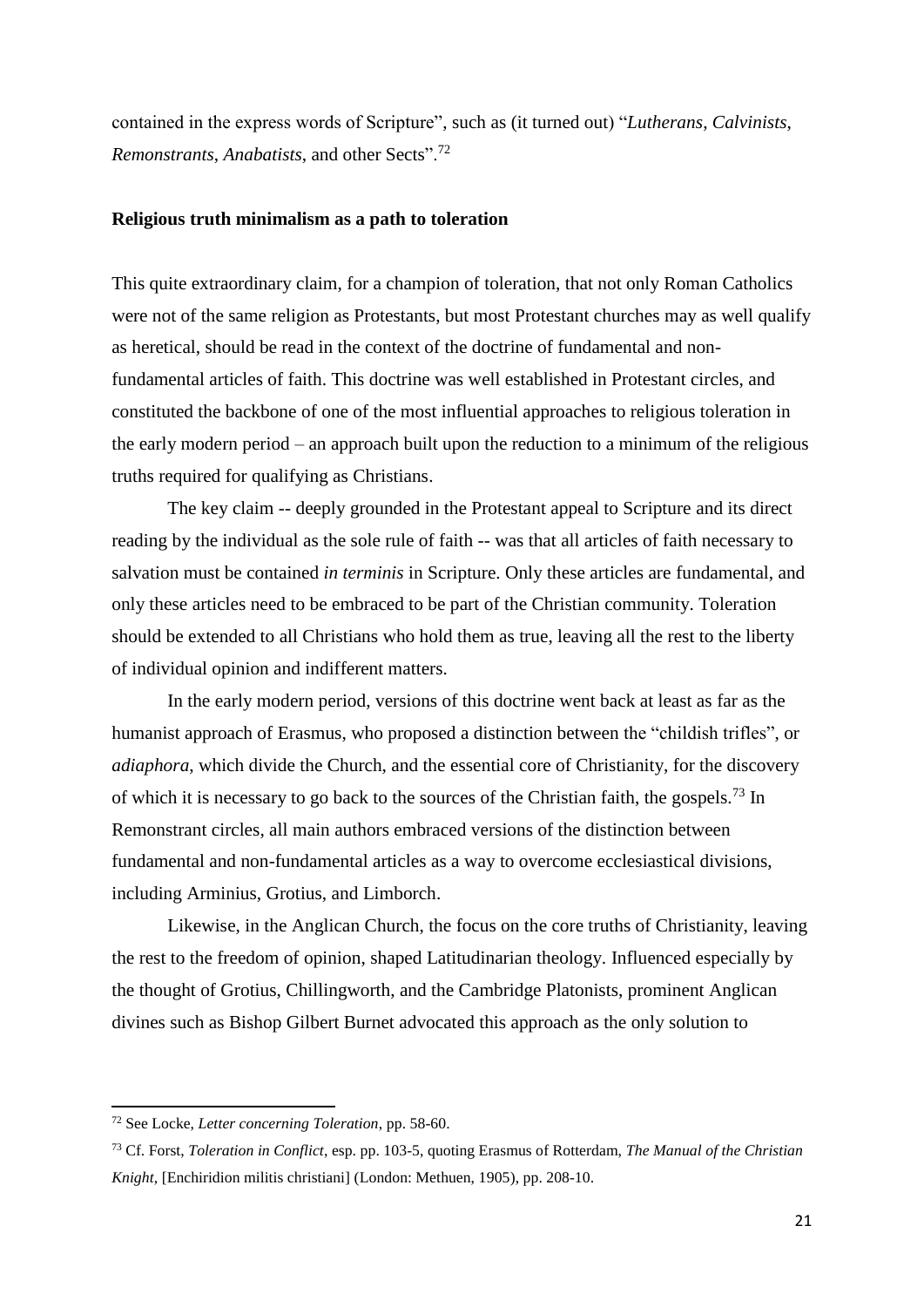contained in the express words of Scripture", such as (it turned out) "*Lutherans*, *Calvinists*, *Remonstrants*, *Anabatists*, and other Sects".[72]

**Religious truth minimalism as a path to toleration**

This quite extraordinary claim, for a champion of toleration, that not only Roman Catholics were not of the same religion as Protestants, but most Protestant churches may as well qualify as heretical, should be read in the context of the doctrine of fundamental and non-fundamental articles of faith. This doctrine was well established in Protestant circles, and constituted the backbone of one of the most influential approaches to religious toleration in the early modern period – an approach built upon the reduction to a minimum of the religious truths required for qualifying as Christians.

The key claim -- deeply grounded in the Protestant appeal to Scripture and its direct reading by the individual as the sole rule of faith -- was that all articles of faith necessary to salvation must be contained *in terminis* in Scripture. Only these articles are fundamental, and only these articles need to be embraced to be part of the Christian community. Toleration should be extended to all Christians who hold them as true, leaving all the rest to the liberty of individual opinion and indifferent matters.

In the early modern period, versions of this doctrine went back at least as far as the humanist approach of Erasmus, who proposed a distinction between the "childish trifles", or *adiaphora*, which divide the Church, and the essential core of Christianity, for the discovery of which it is necessary to go back to the sources of the Christian faith, the gospels.[73] In Remonstrant circles, all main authors embraced versions of the distinction between fundamental and non-fundamental articles as a way to overcome ecclesiastical divisions, including Arminius, Grotius, and Limborch.

Likewise, in the Anglican Church, the focus on the core truths of Christianity, leaving the rest to the freedom of opinion, shaped Latitudinarian theology. Influenced especially by the thought of Grotius, Chillingworth, and the Cambridge Platonists, prominent Anglican divines such as Bishop Gilbert Burnet advocated this approach as the only solution to

---

[72] See Locke, *Letter concerning Toleration*, pp. 58-60.

[73] Cf. Forst, *Toleration in Conflict*, esp. pp. 103-5, quoting Erasmus of Rotterdam, *The Manual of the Christian Knight*, [Enchiridion militis christiani] (London: Methuen, 1905), pp. 208-10.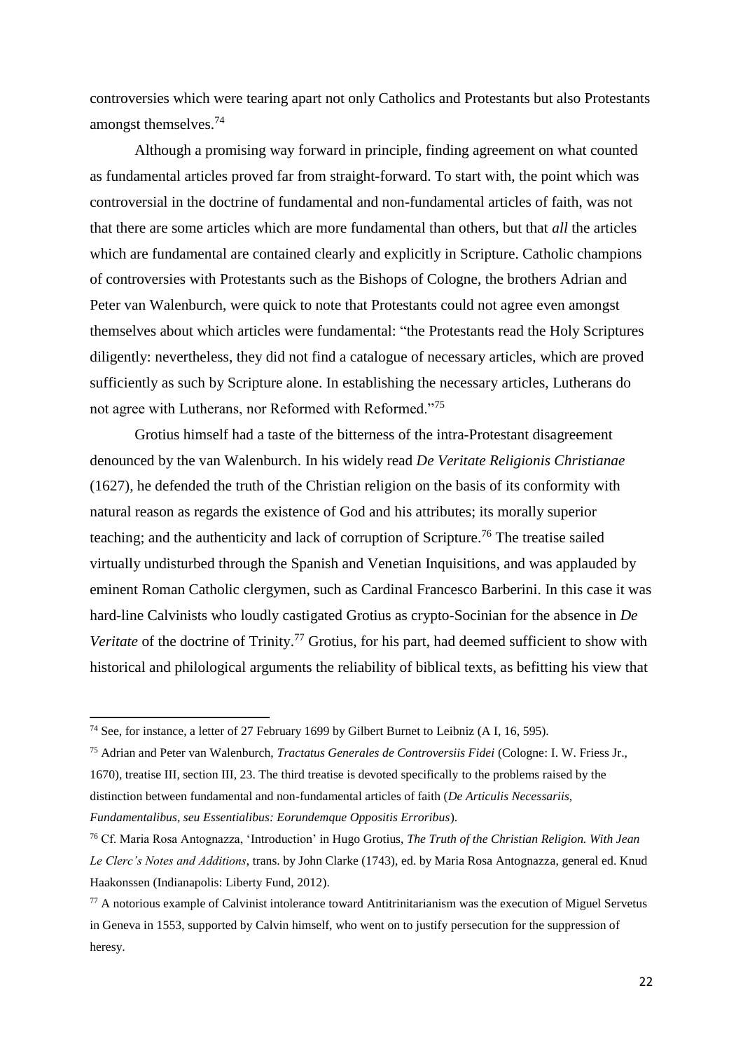controversies which were tearing apart not only Catholics and Protestants but also Protestants amongst themselves.[74]

Although a promising way forward in principle, finding agreement on what counted as fundamental articles proved far from straight-forward. To start with, the point which was controversial in the doctrine of fundamental and non-fundamental articles of faith, was not that there are some articles which are more fundamental than others, but that *all* the articles which are fundamental are contained clearly and explicitly in Scripture. Catholic champions of controversies with Protestants such as the Bishops of Cologne, the brothers Adrian and Peter van Walenburch, were quick to note that Protestants could not agree even amongst themselves about which articles were fundamental: "the Protestants read the Holy Scriptures diligently: nevertheless, they did not find a catalogue of necessary articles, which are proved sufficiently as such by Scripture alone. In establishing the necessary articles, Lutherans do not agree with Lutherans, nor Reformed with Reformed."[75]

Grotius himself had a taste of the bitterness of the intra-Protestant disagreement denounced by the van Walenburch. In his widely read *De Veritate Religionis Christianae* (1627), he defended the truth of the Christian religion on the basis of its conformity with natural reason as regards the existence of God and his attributes; its morally superior teaching; and the authenticity and lack of corruption of Scripture.[76] The treatise sailed virtually undisturbed through the Spanish and Venetian Inquisitions, and was applauded by eminent Roman Catholic clergymen, such as Cardinal Francesco Barberini. In this case it was hard-line Calvinists who loudly castigated Grotius as crypto-Socinian for the absence in *De Veritate* of the doctrine of Trinity.[77] Grotius, for his part, had deemed sufficient to show with historical and philological arguments the reliability of biblical texts, as befitting his view that

---

[74] See, for instance, a letter of 27 February 1699 by Gilbert Burnet to Leibniz (A I, 16, 595).

[75] Adrian and Peter van Walenburch, *Tractatus Generales de Controversiis Fidei* (Cologne: I. W. Friess Jr., 1670), treatise III, section III, 23. The third treatise is devoted specifically to the problems raised by the distinction between fundamental and non-fundamental articles of faith (*De Articulis Necessariis, Fundamentalibus, seu Essentialibus: Eorundemque Oppositis Erroribus*).

[76] Cf. Maria Rosa Antognazza, 'Introduction' in Hugo Grotius, *The Truth of the Christian Religion. With Jean Le Clerc's Notes and Additions*, trans. by John Clarke (1743), ed. by Maria Rosa Antognazza, general ed. Knud Haakonssen (Indianapolis: Liberty Fund, 2012).

[77] A notorious example of Calvinist intolerance toward Antitrinitarianism was the execution of Miguel Servetus in Geneva in 1553, supported by Calvin himself, who went on to justify persecution for the suppression of heresy.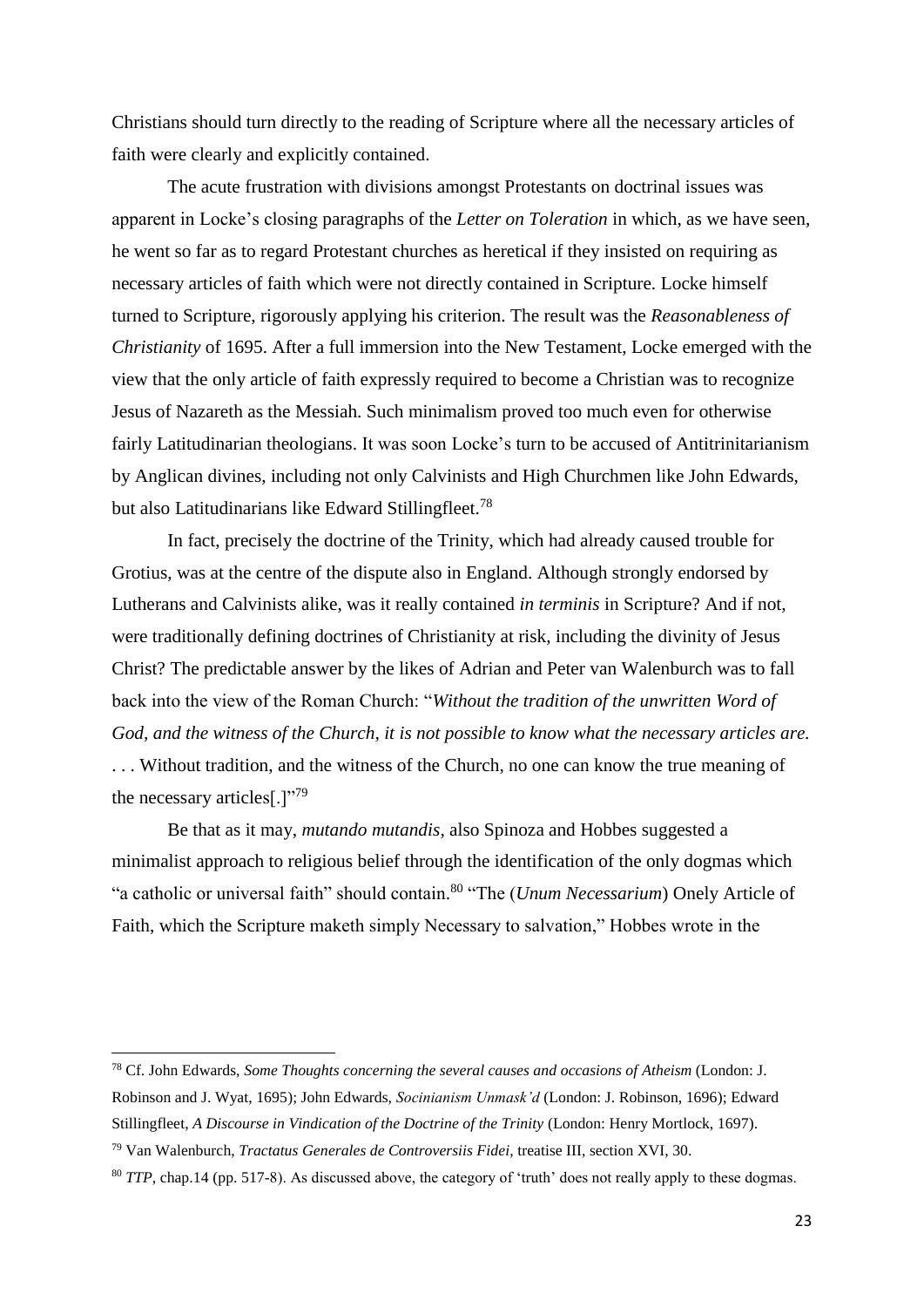Christians should turn directly to the reading of Scripture where all the necessary articles of faith were clearly and explicitly contained.

The acute frustration with divisions amongst Protestants on doctrinal issues was apparent in Locke's closing paragraphs of the *Letter on Toleration* in which, as we have seen, he went so far as to regard Protestant churches as heretical if they insisted on requiring as necessary articles of faith which were not directly contained in Scripture. Locke himself turned to Scripture, rigorously applying his criterion. The result was the *Reasonableness of Christianity* of 1695. After a full immersion into the New Testament, Locke emerged with the view that the only article of faith expressly required to become a Christian was to recognize Jesus of Nazareth as the Messiah. Such minimalism proved too much even for otherwise fairly Latitudinarian theologians. It was soon Locke's turn to be accused of Antitrinitarianism by Anglican divines, including not only Calvinists and High Churchmen like John Edwards, but also Latitudinarians like Edward Stillingfleet.[78]

In fact, precisely the doctrine of the Trinity, which had already caused trouble for Grotius, was at the centre of the dispute also in England. Although strongly endorsed by Lutherans and Calvinists alike, was it really contained *in terminis* in Scripture? And if not, were traditionally defining doctrines of Christianity at risk, including the divinity of Jesus Christ? The predictable answer by the likes of Adrian and Peter van Walenburch was to fall back into the view of the Roman Church: "*Without the tradition of the unwritten Word of God, and the witness of the Church, it is not possible to know what the necessary articles are.* . . . Without tradition, and the witness of the Church, no one can know the true meaning of the necessary articles[.]"[79]

Be that as it may, *mutando mutandis*, also Spinoza and Hobbes suggested a minimalist approach to religious belief through the identification of the only dogmas which "a catholic or universal faith" should contain.[80] "The (*Unum Necessarium*) Onely Article of Faith, which the Scripture maketh simply Necessary to salvation," Hobbes wrote in the

---

[78] Cf. John Edwards, *Some Thoughts concerning the several causes and occasions of Atheism* (London: J. Robinson and J. Wyat, 1695); John Edwards, *Socinianism Unmask'd* (London: J. Robinson, 1696); Edward Stillingfleet, *A Discourse in Vindication of the Doctrine of the Trinity* (London: Henry Mortlock, 1697).

[79] Van Walenburch, *Tractatus Generales de Controversiis Fidei,* treatise III, section XVI, 30.

[80] *TTP,* chap.14 (pp. 517-8). As discussed above, the category of 'truth' does not really apply to these dogmas.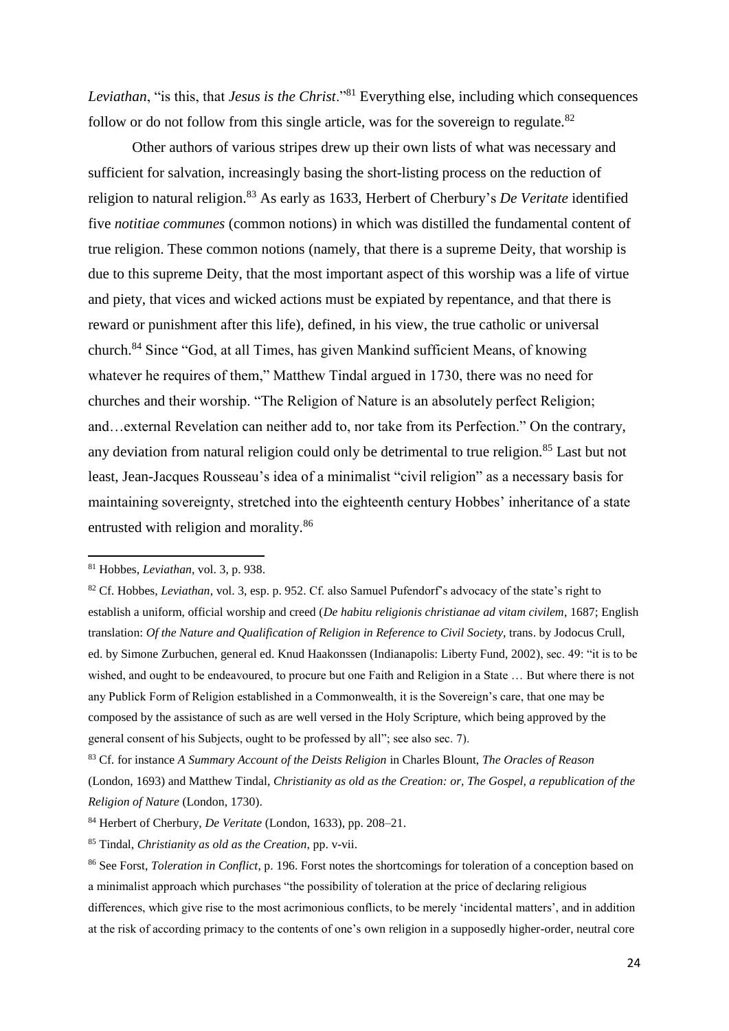*Leviathan*, "is this, that *Jesus is the Christ*."[81] Everything else, including which consequences follow or do not follow from this single article, was for the sovereign to regulate.[82]

Other authors of various stripes drew up their own lists of what was necessary and sufficient for salvation, increasingly basing the short-listing process on the reduction of religion to natural religion.[83] As early as 1633, Herbert of Cherbury's *De Veritate* identified five *notitiae communes* (common notions) in which was distilled the fundamental content of true religion. These common notions (namely, that there is a supreme Deity, that worship is due to this supreme Deity, that the most important aspect of this worship was a life of virtue and piety, that vices and wicked actions must be expiated by repentance, and that there is reward or punishment after this life), defined, in his view, the true catholic or universal church.[84] Since "God, at all Times, has given Mankind sufficient Means, of knowing whatever he requires of them," Matthew Tindal argued in 1730, there was no need for churches and their worship. "The Religion of Nature is an absolutely perfect Religion; and…external Revelation can neither add to, nor take from its Perfection." On the contrary, any deviation from natural religion could only be detrimental to true religion.[85] Last but not least, Jean-Jacques Rousseau's idea of a minimalist "civil religion" as a necessary basis for maintaining sovereignty, stretched into the eighteenth century Hobbes' inheritance of a state entrusted with religion and morality.[86]

---

[81] Hobbes, *Leviathan*, vol. 3, p. 938.

[82] Cf. Hobbes, *Leviathan*, vol. 3, esp. p. 952. Cf. also Samuel Pufendorf's advocacy of the state's right to establish a uniform, official worship and creed (*De habitu religionis christianae ad vitam civilem*, 1687; English translation: *Of the Nature and Qualification of Religion in Reference to Civil Society*, trans. by Jodocus Crull, ed. by Simone Zurbuchen, general ed. Knud Haakonssen (Indianapolis: Liberty Fund, 2002), sec. 49: "it is to be wished, and ought to be endeavoured, to procure but one Faith and Religion in a State … But where there is not any Publick Form of Religion established in a Commonwealth, it is the Sovereign's care, that one may be composed by the assistance of such as are well versed in the Holy Scripture, which being approved by the general consent of his Subjects, ought to be professed by all"; see also sec. 7).

[83] Cf. for instance *A Summary Account of the Deists Religion* in Charles Blount, *The Oracles of Reason* (London, 1693) and Matthew Tindal, *Christianity as old as the Creation: or, The Gospel, a republication of the Religion of Nature* (London, 1730).

[84] Herbert of Cherbury, *De Veritate* (London, 1633), pp. 208–21.

[85] Tindal, *Christianity as old as the Creation*, pp. v-vii.

[86] See Forst, *Toleration in Conflict*, p. 196. Forst notes the shortcomings for toleration of a conception based on a minimalist approach which purchases "the possibility of toleration at the price of declaring religious differences, which give rise to the most acrimonious conflicts, to be merely 'incidental matters', and in addition at the risk of according primacy to the contents of one's own religion in a supposedly higher-order, neutral core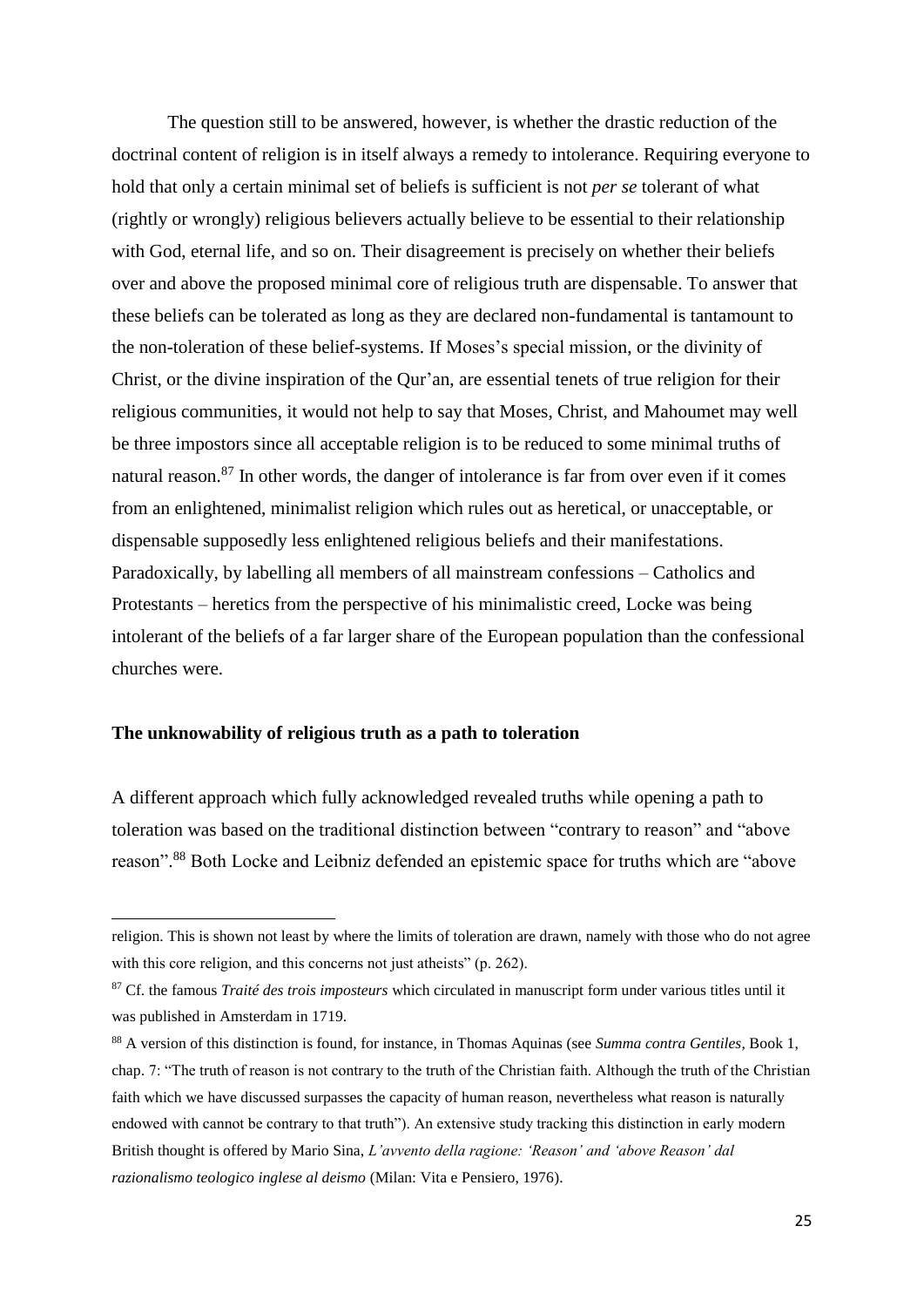The question still to be answered, however, is whether the drastic reduction of the doctrinal content of religion is in itself always a remedy to intolerance. Requiring everyone to hold that only a certain minimal set of beliefs is sufficient is not *per se* tolerant of what (rightly or wrongly) religious believers actually believe to be essential to their relationship with God, eternal life, and so on. Their disagreement is precisely on whether their beliefs over and above the proposed minimal core of religious truth are dispensable. To answer that these beliefs can be tolerated as long as they are declared non-fundamental is tantamount to the non-toleration of these belief-systems. If Moses's special mission, or the divinity of Christ, or the divine inspiration of the Qur'an, are essential tenets of true religion for their religious communities, it would not help to say that Moses, Christ, and Mahoumet may well be three impostors since all acceptable religion is to be reduced to some minimal truths of natural reason.[87] In other words, the danger of intolerance is far from over even if it comes from an enlightened, minimalist religion which rules out as heretical, or unacceptable, or dispensable supposedly less enlightened religious beliefs and their manifestations. Paradoxically, by labelling all members of all mainstream confessions – Catholics and Protestants – heretics from the perspective of his minimalistic creed, Locke was being intolerant of the beliefs of a far larger share of the European population than the confessional churches were.

## The unknowability of religious truth as a path to toleration

A different approach which fully acknowledged revealed truths while opening a path to toleration was based on the traditional distinction between "contrary to reason" and "above reason".[88] Both Locke and Leibniz defended an epistemic space for truths which are "above

---

religion. This is shown not least by where the limits of toleration are drawn, namely with those who do not agree with this core religion, and this concerns not just atheists" (p. 262).

[87] Cf. the famous *Traité des trois imposteurs* which circulated in manuscript form under various titles until it was published in Amsterdam in 1719.

[88] A version of this distinction is found, for instance, in Thomas Aquinas (see *Summa contra Gentiles*, Book 1, chap. 7: "The truth of reason is not contrary to the truth of the Christian faith. Although the truth of the Christian faith which we have discussed surpasses the capacity of human reason, nevertheless what reason is naturally endowed with cannot be contrary to that truth"). An extensive study tracking this distinction in early modern British thought is offered by Mario Sina, *L'avvento della ragione: 'Reason' and 'above Reason' dal razionalismo teologico inglese al deismo* (Milan: Vita e Pensiero, 1976).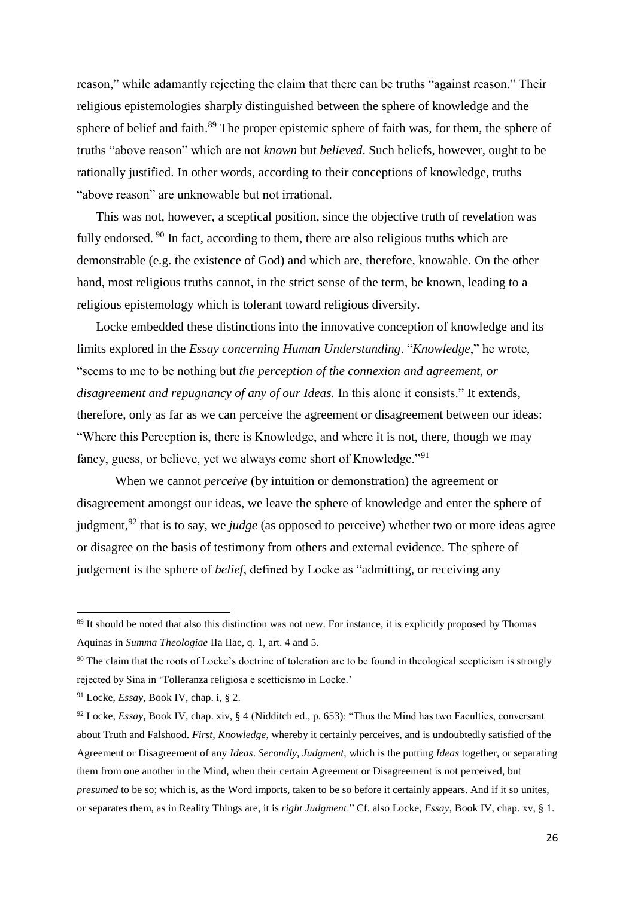reason," while adamantly rejecting the claim that there can be truths "against reason." Their religious epistemologies sharply distinguished between the sphere of knowledge and the sphere of belief and faith.[89] The proper epistemic sphere of faith was, for them, the sphere of truths "above reason" which are not *known* but *believed*. Such beliefs, however, ought to be rationally justified. In other words, according to their conceptions of knowledge, truths "above reason" are unknowable but not irrational.

This was not, however, a sceptical position, since the objective truth of revelation was fully endorsed.[90] In fact, according to them, there are also religious truths which are demonstrable (e.g. the existence of God) and which are, therefore, knowable. On the other hand, most religious truths cannot, in the strict sense of the term, be known, leading to a religious epistemology which is tolerant toward religious diversity.

Locke embedded these distinctions into the innovative conception of knowledge and its limits explored in the *Essay concerning Human Understanding*. "*Knowledge*," he wrote, "seems to me to be nothing but *the perception of the connexion and agreement, or disagreement and repugnancy of any of our Ideas.* In this alone it consists." It extends, therefore, only as far as we can perceive the agreement or disagreement between our ideas: "Where this Perception is, there is Knowledge, and where it is not, there, though we may fancy, guess, or believe, yet we always come short of Knowledge."[91]

When we cannot *perceive* (by intuition or demonstration) the agreement or disagreement amongst our ideas, we leave the sphere of knowledge and enter the sphere of judgment,[92] that is to say, we *judge* (as opposed to perceive) whether two or more ideas agree or disagree on the basis of testimony from others and external evidence. The sphere of judgement is the sphere of *belief*, defined by Locke as "admitting, or receiving any

---

[89] It should be noted that also this distinction was not new. For instance, it is explicitly proposed by Thomas Aquinas in *Summa Theologiae* IIa IIae, q. 1, art. 4 and 5.

[90] The claim that the roots of Locke's doctrine of toleration are to be found in theological scepticism is strongly rejected by Sina in 'Tolleranza religiosa e scetticismo in Locke.'

[91] Locke, *Essay*, Book IV, chap. i, § 2.

[92] Locke, *Essay*, Book IV, chap. xiv, § 4 (Nidditch ed., p. 653): "Thus the Mind has two Faculties, conversant about Truth and Falshood. *First, Knowledge,* whereby it certainly perceives, and is undoubtedly satisfied of the Agreement or Disagreement of any *Ideas*. *Secondly, Judgment*, which is the putting *Ideas* together, or separating them from one another in the Mind, when their certain Agreement or Disagreement is not perceived, but *presumed* to be so; which is, as the Word imports, taken to be so before it certainly appears. And if it so unites, or separates them, as in Reality Things are, it is *right Judgment*." Cf. also Locke, *Essay*, Book IV, chap. xv, § 1.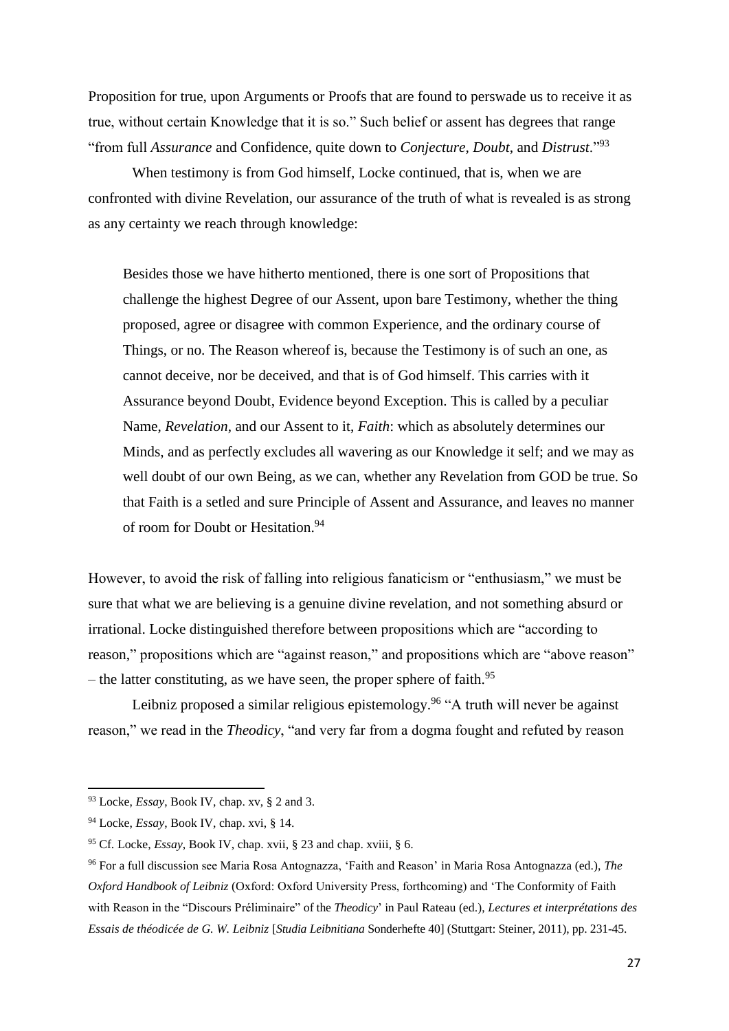Proposition for true, upon Arguments or Proofs that are found to perswade us to receive it as true, without certain Knowledge that it is so." Such belief or assent has degrees that range "from full *Assurance* and Confidence, quite down to *Conjecture*, *Doubt*, and *Distrust*."[93]

When testimony is from God himself, Locke continued, that is, when we are confronted with divine Revelation, our assurance of the truth of what is revealed is as strong as any certainty we reach through knowledge:

> Besides those we have hitherto mentioned, there is one sort of Propositions that challenge the highest Degree of our Assent, upon bare Testimony, whether the thing proposed, agree or disagree with common Experience, and the ordinary course of Things, or no. The Reason whereof is, because the Testimony is of such an one, as cannot deceive, nor be deceived, and that is of God himself. This carries with it Assurance beyond Doubt, Evidence beyond Exception. This is called by a peculiar Name, *Revelation*, and our Assent to it, *Faith*: which as absolutely determines our Minds, and as perfectly excludes all wavering as our Knowledge it self; and we may as well doubt of our own Being, as we can, whether any Revelation from GOD be true. So that Faith is a setled and sure Principle of Assent and Assurance, and leaves no manner of room for Doubt or Hesitation.[94]

However, to avoid the risk of falling into religious fanaticism or "enthusiasm," we must be sure that what we are believing is a genuine divine revelation, and not something absurd or irrational. Locke distinguished therefore between propositions which are "according to reason," propositions which are "against reason," and propositions which are "above reason" – the latter constituting, as we have seen, the proper sphere of faith.[95]

Leibniz proposed a similar religious epistemology.[96] "A truth will never be against reason," we read in the *Theodicy*, "and very far from a dogma fought and refuted by reason

---

[93] Locke, *Essay*, Book IV, chap. xv, § 2 and 3.

[94] Locke, *Essay*, Book IV, chap. xvi, § 14.

[95] Cf. Locke, *Essay*, Book IV, chap. xvii, § 23 and chap. xviii, § 6.

[96] For a full discussion see Maria Rosa Antognazza, 'Faith and Reason' in Maria Rosa Antognazza (ed.), *The Oxford Handbook of Leibniz* (Oxford: Oxford University Press, forthcoming) and 'The Conformity of Faith with Reason in the "Discours Préliminaire" of the *Theodicy*' in Paul Rateau (ed.), *Lectures et interprétations des Essais de théodicée de G. W. Leibniz* [*Studia Leibnitiana* Sonderhefte 40] (Stuttgart: Steiner, 2011), pp. 231-45.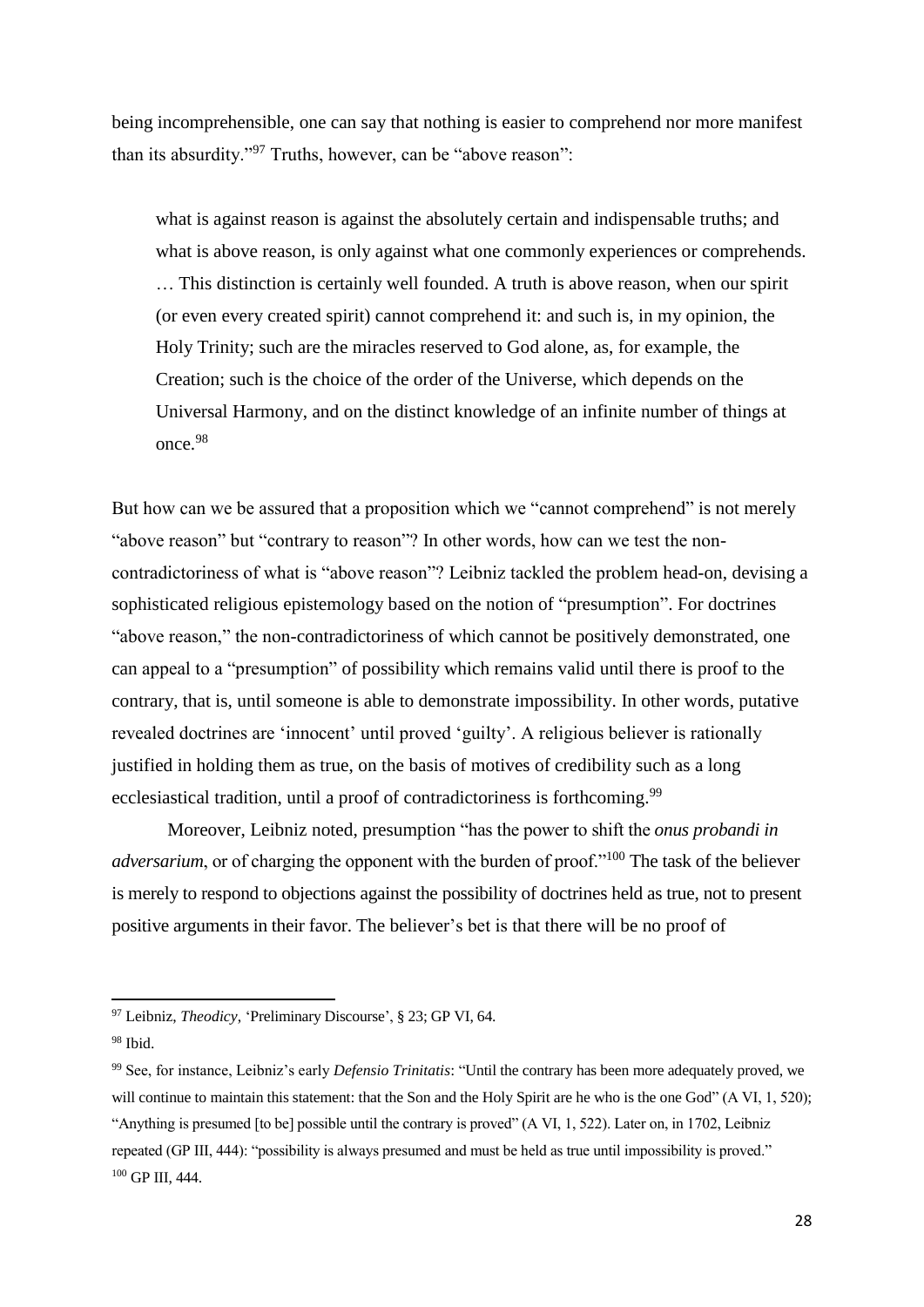being incomprehensible, one can say that nothing is easier to comprehend nor more manifest than its absurdity."[97] Truths, however, can be "above reason":

> what is against reason is against the absolutely certain and indispensable truths; and what is above reason, is only against what one commonly experiences or comprehends. … This distinction is certainly well founded. A truth is above reason, when our spirit (or even every created spirit) cannot comprehend it: and such is, in my opinion, the Holy Trinity; such are the miracles reserved to God alone, as, for example, the Creation; such is the choice of the order of the Universe, which depends on the Universal Harmony, and on the distinct knowledge of an infinite number of things at once.[98]

But how can we be assured that a proposition which we "cannot comprehend" is not merely "above reason" but "contrary to reason"? In other words, how can we test the non-contradictoriness of what is "above reason"? Leibniz tackled the problem head-on, devising a sophisticated religious epistemology based on the notion of "presumption". For doctrines "above reason," the non-contradictoriness of which cannot be positively demonstrated, one can appeal to a "presumption" of possibility which remains valid until there is proof to the contrary, that is, until someone is able to demonstrate impossibility. In other words, putative revealed doctrines are 'innocent' until proved 'guilty'. A religious believer is rationally justified in holding them as true, on the basis of motives of credibility such as a long ecclesiastical tradition, until a proof of contradictoriness is forthcoming.[99]

Moreover, Leibniz noted, presumption "has the power to shift the *onus probandi in adversarium*, or of charging the opponent with the burden of proof."[100] The task of the believer is merely to respond to objections against the possibility of doctrines held as true, not to present positive arguments in their favor. The believer's bet is that there will be no proof of

---

[97] Leibniz, *Theodicy*, 'Preliminary Discourse', § 23; GP VI, 64.

[98] Ibid.

[99] See, for instance, Leibniz's early *Defensio Trinitatis*: "Until the contrary has been more adequately proved, we will continue to maintain this statement: that the Son and the Holy Spirit are he who is the one God" (A VI, 1, 520); "Anything is presumed [to be] possible until the contrary is proved" (A VI, 1, 522). Later on, in 1702, Leibniz repeated (GP III, 444): "possibility is always presumed and must be held as true until impossibility is proved."

[100] GP III, 444.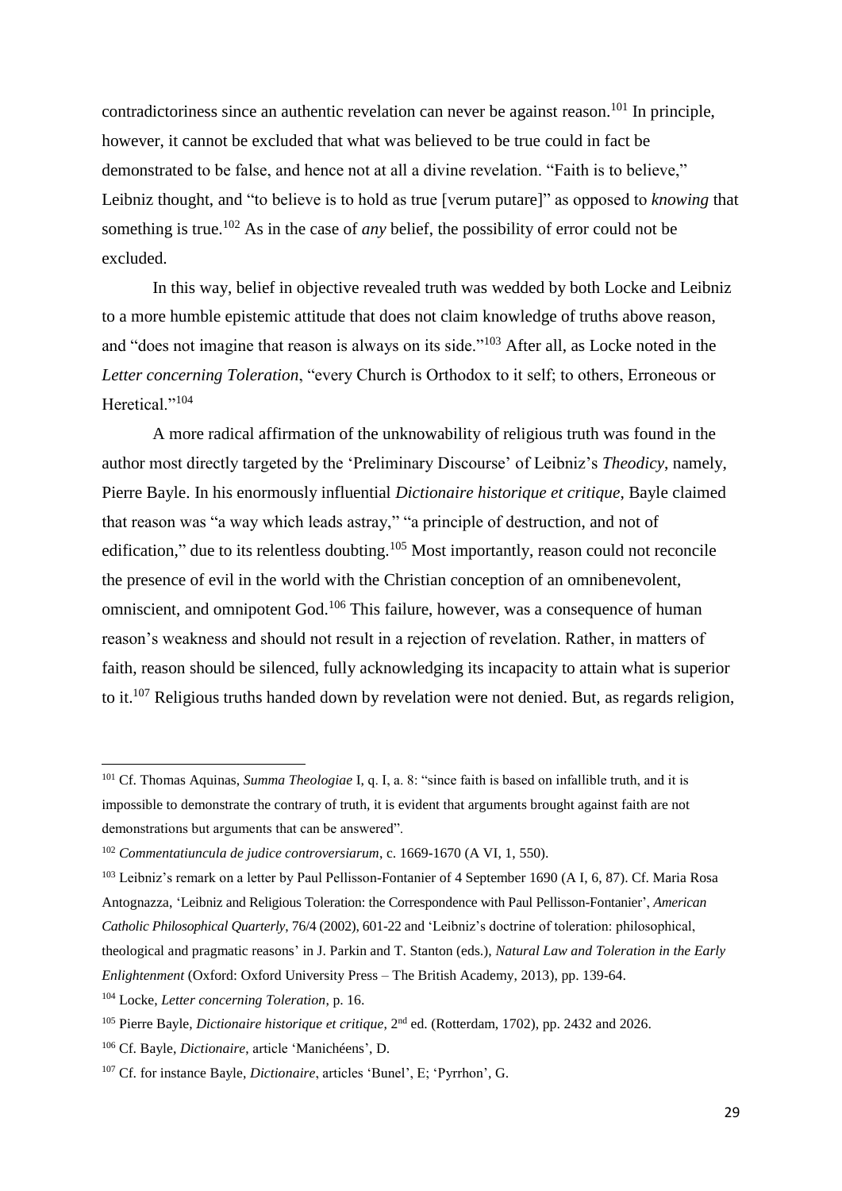contradictoriness since an authentic revelation can never be against reason.[101] In principle, however, it cannot be excluded that what was believed to be true could in fact be demonstrated to be false, and hence not at all a divine revelation. "Faith is to believe," Leibniz thought, and "to believe is to hold as true [verum putare]" as opposed to *knowing* that something is true.[102] As in the case of *any* belief, the possibility of error could not be excluded.

In this way, belief in objective revealed truth was wedded by both Locke and Leibniz to a more humble epistemic attitude that does not claim knowledge of truths above reason, and "does not imagine that reason is always on its side."[103] After all, as Locke noted in the *Letter concerning Toleration*, "every Church is Orthodox to it self; to others, Erroneous or Heretical."[104]

A more radical affirmation of the unknowability of religious truth was found in the author most directly targeted by the 'Preliminary Discourse' of Leibniz's *Theodicy*, namely, Pierre Bayle. In his enormously influential *Dictionaire historique et critique*, Bayle claimed that reason was "a way which leads astray," "a principle of destruction, and not of edification," due to its relentless doubting.[105] Most importantly, reason could not reconcile the presence of evil in the world with the Christian conception of an omnibenevolent, omniscient, and omnipotent God.[106] This failure, however, was a consequence of human reason's weakness and should not result in a rejection of revelation. Rather, in matters of faith, reason should be silenced, fully acknowledging its incapacity to attain what is superior to it.[107] Religious truths handed down by revelation were not denied. But, as regards religion,

---

[101] Cf. Thomas Aquinas, *Summa Theologiae* I, q. I, a. 8: "since faith is based on infallible truth, and it is impossible to demonstrate the contrary of truth, it is evident that arguments brought against faith are not demonstrations but arguments that can be answered".

[102] *Commentatiuncula de judice controversiarum*, c. 1669-1670 (A VI, 1, 550).

[103] Leibniz's remark on a letter by Paul Pellisson-Fontanier of 4 September 1690 (A I, 6, 87). Cf. Maria Rosa Antognazza, 'Leibniz and Religious Toleration: the Correspondence with Paul Pellisson-Fontanier', *American Catholic Philosophical Quarterly*, 76/4 (2002), 601-22 and 'Leibniz's doctrine of toleration: philosophical, theological and pragmatic reasons' in J. Parkin and T. Stanton (eds.), *Natural Law and Toleration in the Early Enlightenment* (Oxford: Oxford University Press – The British Academy, 2013), pp. 139-64.

[104] Locke, *Letter concerning Toleration*, p. 16.

[105] Pierre Bayle, *Dictionaire historique et critique*, 2nd ed. (Rotterdam, 1702), pp. 2432 and 2026.

[106] Cf. Bayle, *Dictionaire*, article 'Manichéens', D.

[107] Cf. for instance Bayle, *Dictionaire*, articles 'Bunel', E; 'Pyrrhon', G.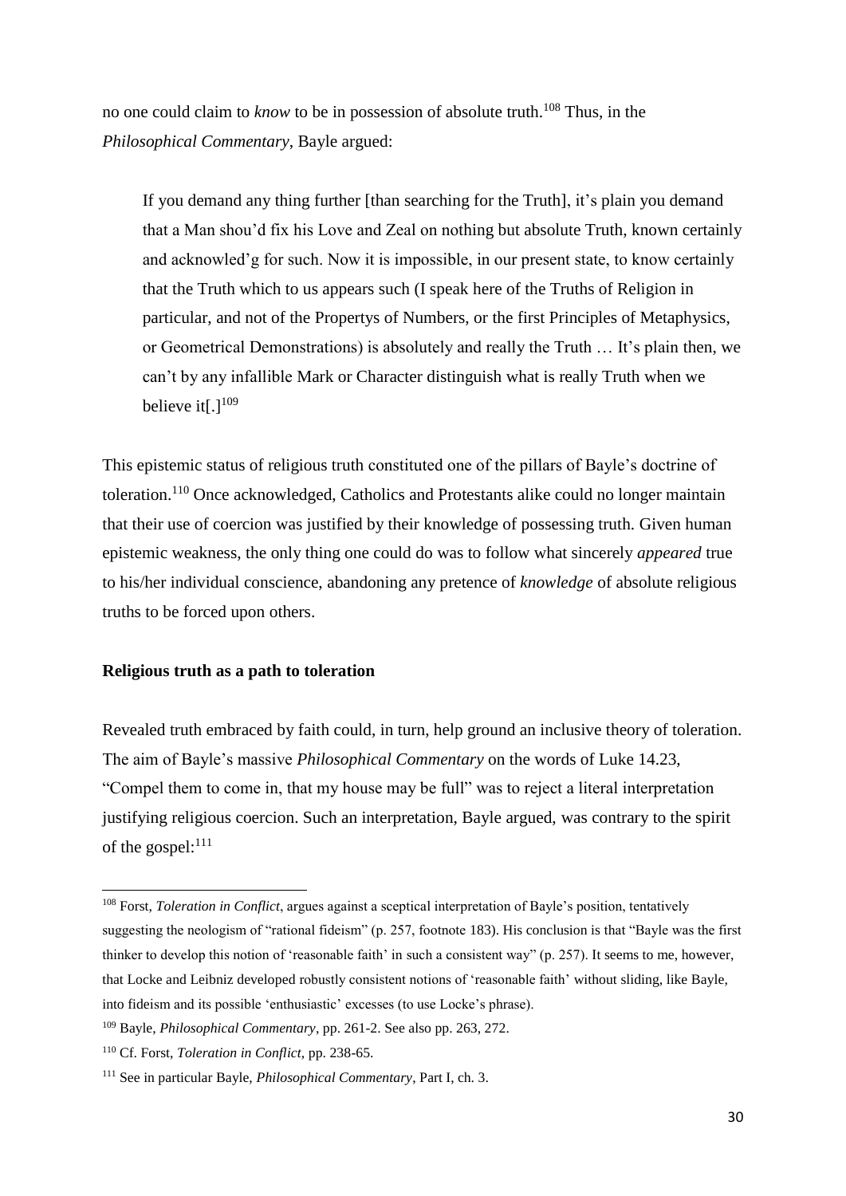no one could claim to *know* to be in possession of absolute truth.[108] Thus, in the *Philosophical Commentary*, Bayle argued:

> If you demand any thing further [than searching for the Truth], it's plain you demand that a Man shou'd fix his Love and Zeal on nothing but absolute Truth, known certainly and acknowled'g for such. Now it is impossible, in our present state, to know certainly that the Truth which to us appears such (I speak here of the Truths of Religion in particular, and not of the Propertys of Numbers, or the first Principles of Metaphysics, or Geometrical Demonstrations) is absolutely and really the Truth … It's plain then, we can't by any infallible Mark or Character distinguish what is really Truth when we believe it[.][109]

This epistemic status of religious truth constituted one of the pillars of Bayle's doctrine of toleration.[110] Once acknowledged, Catholics and Protestants alike could no longer maintain that their use of coercion was justified by their knowledge of possessing truth. Given human epistemic weakness, the only thing one could do was to follow what sincerely *appeared* true to his/her individual conscience, abandoning any pretence of *knowledge* of absolute religious truths to be forced upon others.

**Religious truth as a path to toleration**

Revealed truth embraced by faith could, in turn, help ground an inclusive theory of toleration. The aim of Bayle's massive *Philosophical Commentary* on the words of Luke 14.23, "Compel them to come in, that my house may be full" was to reject a literal interpretation justifying religious coercion. Such an interpretation, Bayle argued, was contrary to the spirit of the gospel:[111]

---

[108] Forst, *Toleration in Conflict*, argues against a sceptical interpretation of Bayle's position, tentatively suggesting the neologism of "rational fideism" (p. 257, footnote 183). His conclusion is that "Bayle was the first thinker to develop this notion of 'reasonable faith' in such a consistent way" (p. 257). It seems to me, however, that Locke and Leibniz developed robustly consistent notions of 'reasonable faith' without sliding, like Bayle, into fideism and its possible 'enthusiastic' excesses (to use Locke's phrase).

[109] Bayle, *Philosophical Commentary*, pp. 261-2. See also pp. 263, 272.

[110] Cf. Forst, *Toleration in Conflict*, pp. 238-65.

[111] See in particular Bayle, *Philosophical Commentary*, Part I, ch. 3.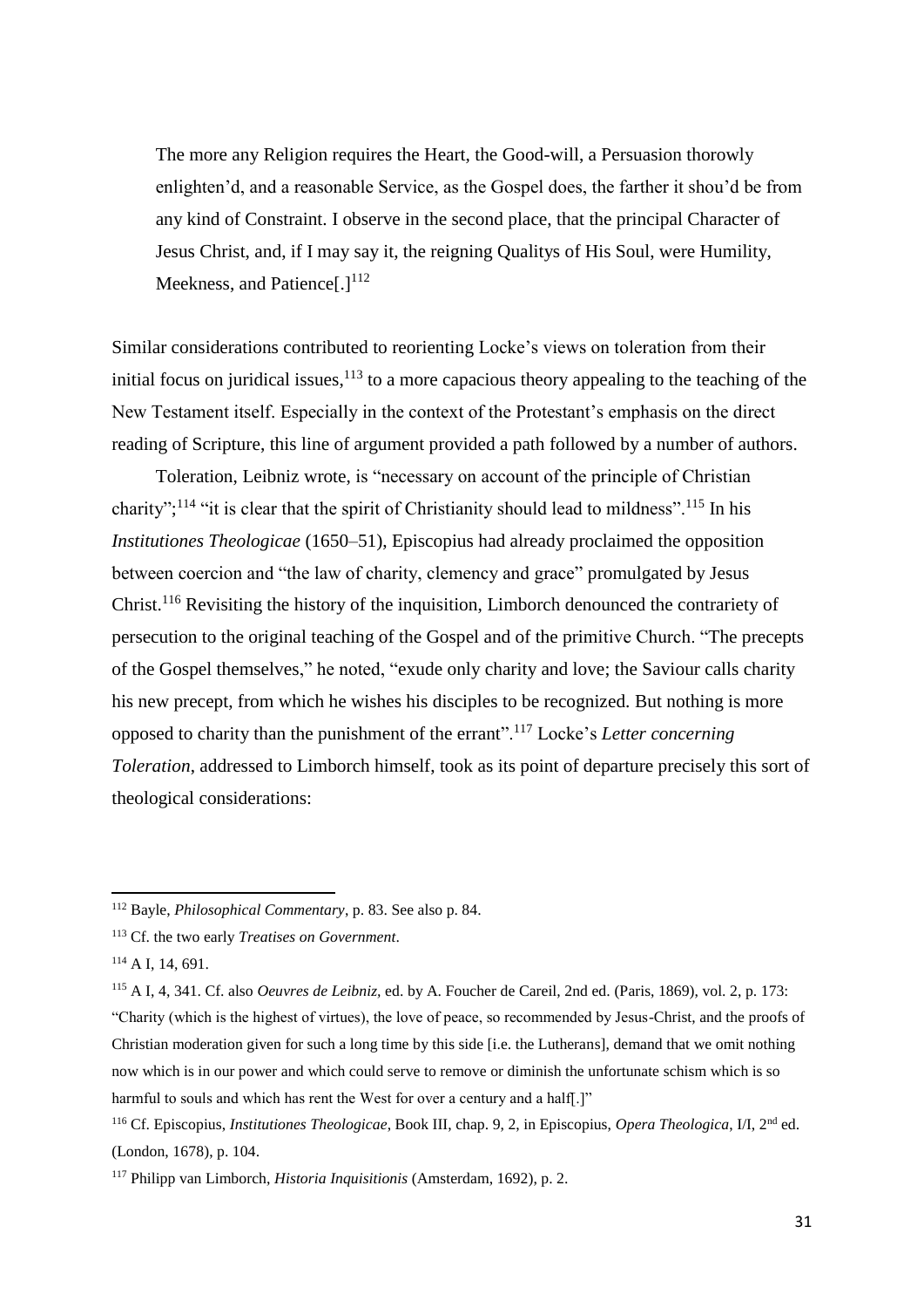> The more any Religion requires the Heart, the Good-will, a Persuasion thorowly enlighten'd, and a reasonable Service, as the Gospel does, the farther it shou'd be from any kind of Constraint. I observe in the second place, that the principal Character of Jesus Christ, and, if I may say it, the reigning Qualitys of His Soul, were Humility, Meekness, and Patience[.][112]

Similar considerations contributed to reorienting Locke's views on toleration from their initial focus on juridical issues,[113] to a more capacious theory appealing to the teaching of the New Testament itself. Especially in the context of the Protestant's emphasis on the direct reading of Scripture, this line of argument provided a path followed by a number of authors.

Toleration, Leibniz wrote, is "necessary on account of the principle of Christian charity";[114] "it is clear that the spirit of Christianity should lead to mildness".[115] In his *Institutiones Theologicae* (1650–51), Episcopius had already proclaimed the opposition between coercion and "the law of charity, clemency and grace" promulgated by Jesus Christ.[116] Revisiting the history of the inquisition, Limborch denounced the contrariety of persecution to the original teaching of the Gospel and of the primitive Church. "The precepts of the Gospel themselves," he noted, "exude only charity and love; the Saviour calls charity his new precept, from which he wishes his disciples to be recognized. But nothing is more opposed to charity than the punishment of the errant".[117] Locke's *Letter concerning Toleration*, addressed to Limborch himself, took as its point of departure precisely this sort of theological considerations:

---

[112] Bayle, *Philosophical Commentary*, p. 83. See also p. 84.

[113] Cf. the two early *Treatises on Government*.

[114] A I, 14, 691.

[115] A I, 4, 341. Cf. also *Oeuvres de Leibniz*, ed. by A. Foucher de Careil, 2nd ed. (Paris, 1869), vol. 2, p. 173: "Charity (which is the highest of virtues), the love of peace, so recommended by Jesus-Christ, and the proofs of Christian moderation given for such a long time by this side [i.e. the Lutherans], demand that we omit nothing now which is in our power and which could serve to remove or diminish the unfortunate schism which is so harmful to souls and which has rent the West for over a century and a half[.]"

[116] Cf. Episcopius, *Institutiones Theologicae*, Book III, chap. 9, 2, in Episcopius, *Opera Theologica*, I/I, 2nd ed. (London, 1678), p. 104.

[117] Philipp van Limborch, *Historia Inquisitionis* (Amsterdam, 1692), p. 2.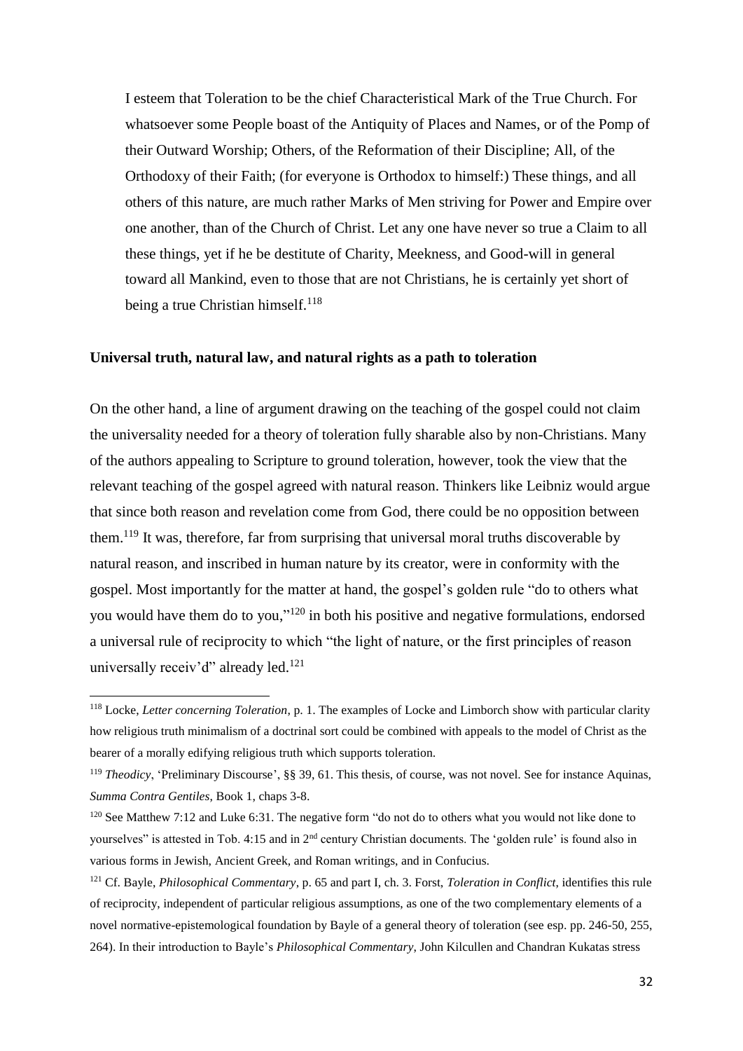> I esteem that Toleration to be the chief Characteristical Mark of the True Church. For whatsoever some People boast of the Antiquity of Places and Names, or of the Pomp of their Outward Worship; Others, of the Reformation of their Discipline; All, of the Orthodoxy of their Faith; (for everyone is Orthodox to himself:) These things, and all others of this nature, are much rather Marks of Men striving for Power and Empire over one another, than of the Church of Christ. Let any one have never so true a Claim to all these things, yet if he be destitute of Charity, Meekness, and Good-will in general toward all Mankind, even to those that are not Christians, he is certainly yet short of being a true Christian himself.[118]

**Universal truth, natural law, and natural rights as a path to toleration**

On the other hand, a line of argument drawing on the teaching of the gospel could not claim the universality needed for a theory of toleration fully sharable also by non-Christians. Many of the authors appealing to Scripture to ground toleration, however, took the view that the relevant teaching of the gospel agreed with natural reason. Thinkers like Leibniz would argue that since both reason and revelation come from God, there could be no opposition between them.[119] It was, therefore, far from surprising that universal moral truths discoverable by natural reason, and inscribed in human nature by its creator, were in conformity with the gospel. Most importantly for the matter at hand, the gospel's golden rule "do to others what you would have them do to you,"[120] in both his positive and negative formulations, endorsed a universal rule of reciprocity to which "the light of nature, or the first principles of reason universally receiv'd" already led.[121]

---

[118] Locke, *Letter concerning Toleration*, p. 1. The examples of Locke and Limborch show with particular clarity how religious truth minimalism of a doctrinal sort could be combined with appeals to the model of Christ as the bearer of a morally edifying religious truth which supports toleration.

[119] *Theodicy*, 'Preliminary Discourse', §§ 39, 61. This thesis, of course, was not novel. See for instance Aquinas, *Summa Contra Gentiles*, Book 1, chaps 3-8.

[120] See Matthew 7:12 and Luke 6:31. The negative form "do not do to others what you would not like done to yourselves" is attested in Tob. 4:15 and in 2nd century Christian documents. The 'golden rule' is found also in various forms in Jewish, Ancient Greek, and Roman writings, and in Confucius.

[121] Cf. Bayle, *Philosophical Commentary*, p. 65 and part I, ch. 3. Forst, *Toleration in Conflict*, identifies this rule of reciprocity, independent of particular religious assumptions, as one of the two complementary elements of a novel normative-epistemological foundation by Bayle of a general theory of toleration (see esp. pp. 246-50, 255, 264). In their introduction to Bayle's *Philosophical Commentary*, John Kilcullen and Chandran Kukatas stress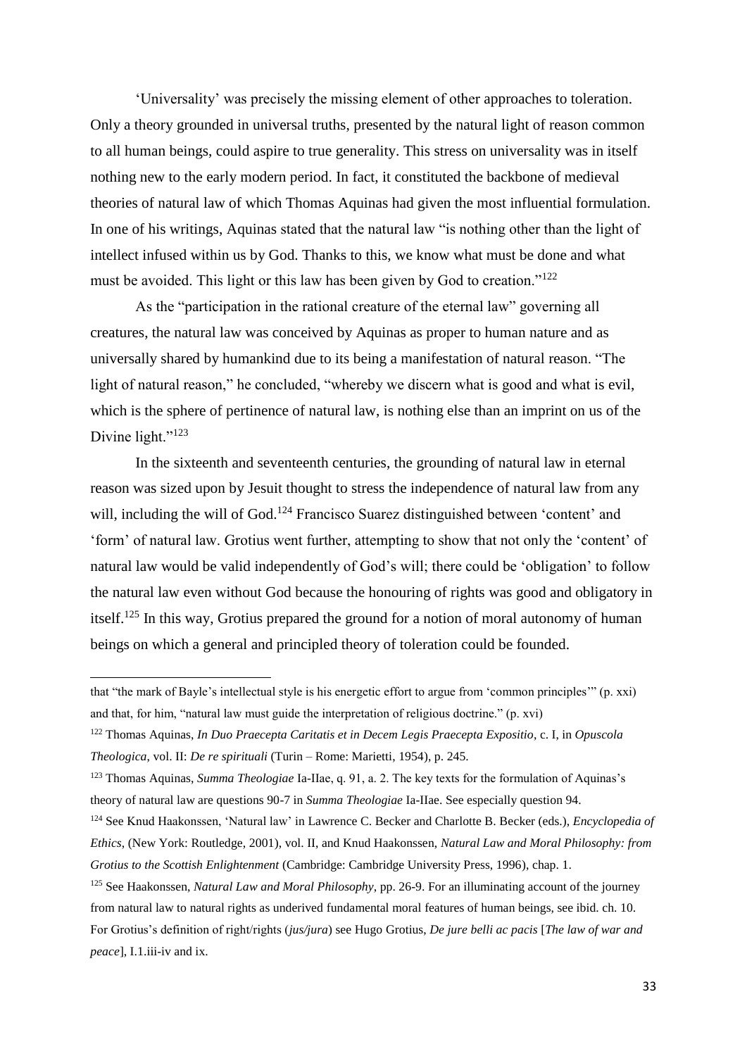'Universality' was precisely the missing element of other approaches to toleration. Only a theory grounded in universal truths, presented by the natural light of reason common to all human beings, could aspire to true generality. This stress on universality was in itself nothing new to the early modern period. In fact, it constituted the backbone of medieval theories of natural law of which Thomas Aquinas had given the most influential formulation. In one of his writings, Aquinas stated that the natural law "is nothing other than the light of intellect infused within us by God. Thanks to this, we know what must be done and what must be avoided. This light or this law has been given by God to creation."[122]

As the "participation in the rational creature of the eternal law" governing all creatures, the natural law was conceived by Aquinas as proper to human nature and as universally shared by humankind due to its being a manifestation of natural reason. "The light of natural reason," he concluded, "whereby we discern what is good and what is evil, which is the sphere of pertinence of natural law, is nothing else than an imprint on us of the Divine light."[123]

In the sixteenth and seventeenth centuries, the grounding of natural law in eternal reason was sized upon by Jesuit thought to stress the independence of natural law from any will, including the will of God.[124] Francisco Suarez distinguished between 'content' and 'form' of natural law. Grotius went further, attempting to show that not only the 'content' of natural law would be valid independently of God's will; there could be 'obligation' to follow the natural law even without God because the honouring of rights was good and obligatory in itself.[125] In this way, Grotius prepared the ground for a notion of moral autonomy of human beings on which a general and principled theory of toleration could be founded.

---

that "the mark of Bayle's intellectual style is his energetic effort to argue from 'common principles'" (p. xxi) and that, for him, "natural law must guide the interpretation of religious doctrine." (p. xvi)

[122] Thomas Aquinas, *In Duo Praecepta Caritatis et in Decem Legis Praecepta Expositio*, c. I, in *Opuscola Theologica,* vol. II: *De re spirituali* (Turin – Rome: Marietti, 1954), p. 245.

[123] Thomas Aquinas, *Summa Theologiae* Ia-IIae, q. 91, a. 2. The key texts for the formulation of Aquinas's theory of natural law are questions 90-7 in *Summa Theologiae* Ia-IIae. See especially question 94.

[124] See Knud Haakonssen, 'Natural law' in Lawrence C. Becker and Charlotte B. Becker (eds.), *Encyclopedia of Ethics*, (New York: Routledge, 2001), vol. II, and Knud Haakonssen, *Natural Law and Moral Philosophy: from Grotius to the Scottish Enlightenment* (Cambridge: Cambridge University Press, 1996), chap. 1.

[125] See Haakonssen, *Natural Law and Moral Philosophy*, pp. 26-9. For an illuminating account of the journey from natural law to natural rights as underived fundamental moral features of human beings, see ibid. ch. 10. For Grotius's definition of right/rights (*jus/jura*) see Hugo Grotius, *De jure belli ac pacis* [*The law of war and peace*], I.1.iii-iv and ix.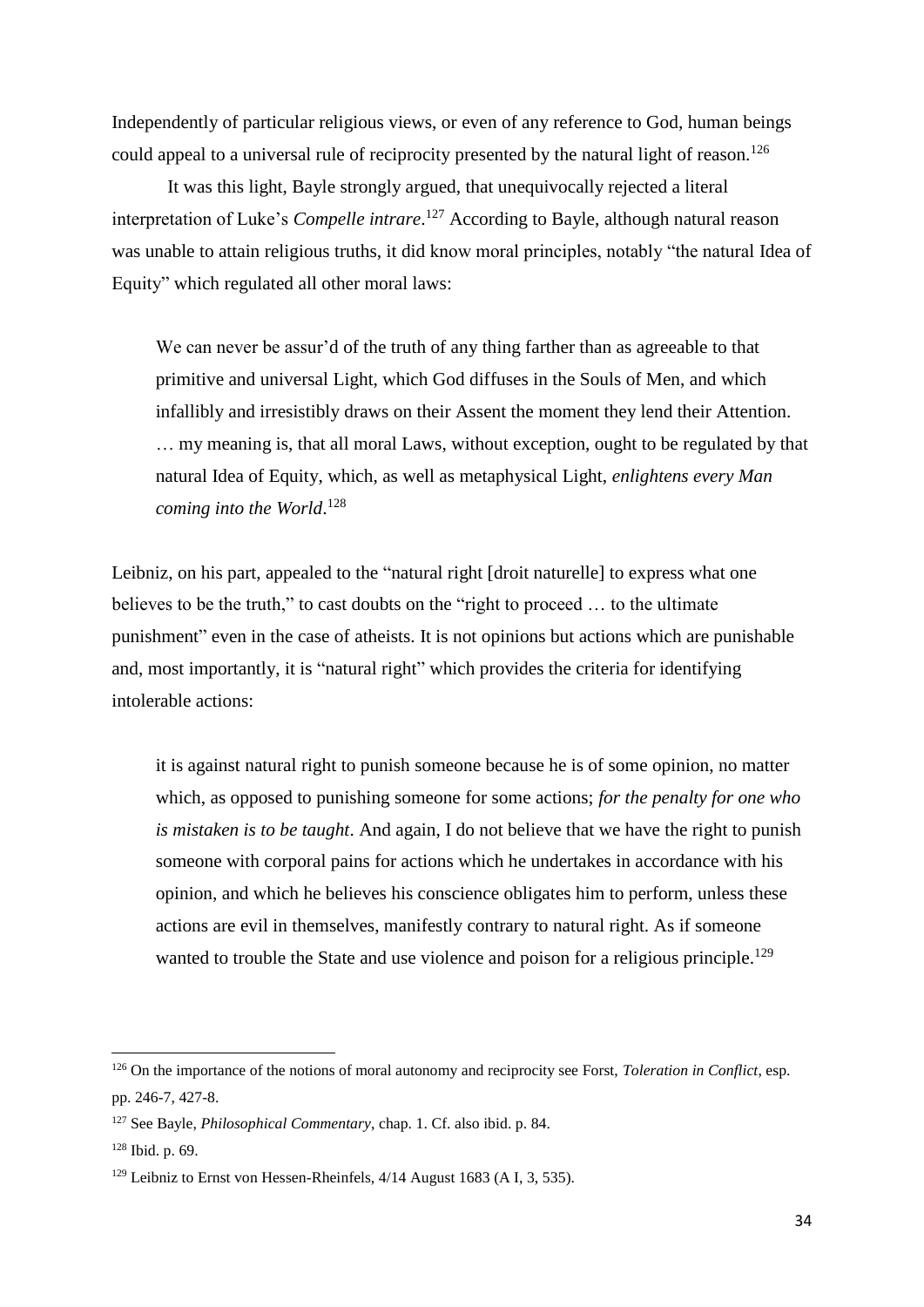Independently of particular religious views, or even of any reference to God, human beings could appeal to a universal rule of reciprocity presented by the natural light of reason.[126]

It was this light, Bayle strongly argued, that unequivocally rejected a literal interpretation of Luke's *Compelle intrare*.[127] According to Bayle, although natural reason was unable to attain religious truths, it did know moral principles, notably "the natural Idea of Equity" which regulated all other moral laws:

> We can never be assur'd of the truth of any thing farther than as agreeable to that primitive and universal Light, which God diffuses in the Souls of Men, and which infallibly and irresistibly draws on their Assent the moment they lend their Attention. … my meaning is, that all moral Laws, without exception, ought to be regulated by that natural Idea of Equity, which, as well as metaphysical Light, *enlightens every Man coming into the World*.[128]

Leibniz, on his part, appealed to the "natural right [droit naturelle] to express what one believes to be the truth," to cast doubts on the "right to proceed … to the ultimate punishment" even in the case of atheists. It is not opinions but actions which are punishable and, most importantly, it is "natural right" which provides the criteria for identifying intolerable actions:

> it is against natural right to punish someone because he is of some opinion, no matter which, as opposed to punishing someone for some actions; *for the penalty for one who is mistaken is to be taught*. And again, I do not believe that we have the right to punish someone with corporal pains for actions which he undertakes in accordance with his opinion, and which he believes his conscience obligates him to perform, unless these actions are evil in themselves, manifestly contrary to natural right. As if someone wanted to trouble the State and use violence and poison for a religious principle.[129]

---

[126] On the importance of the notions of moral autonomy and reciprocity see Forst, *Toleration in Conflict*, esp. pp. 246-7, 427-8.

[127] See Bayle, *Philosophical Commentary*, chap. 1. Cf. also ibid. p. 84.

[128] Ibid. p. 69.

[129] Leibniz to Ernst von Hessen-Rheinfels, 4/14 August 1683 (A I, 3, 535).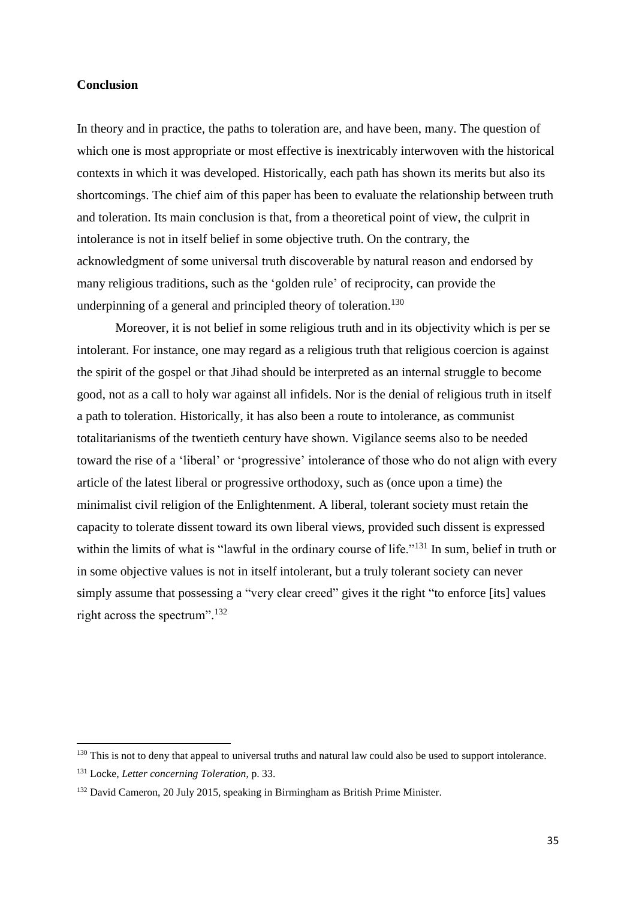## Conclusion

In theory and in practice, the paths to toleration are, and have been, many. The question of which one is most appropriate or most effective is inextricably interwoven with the historical contexts in which it was developed. Historically, each path has shown its merits but also its shortcomings. The chief aim of this paper has been to evaluate the relationship between truth and toleration. Its main conclusion is that, from a theoretical point of view, the culprit in intolerance is not in itself belief in some objective truth. On the contrary, the acknowledgment of some universal truth discoverable by natural reason and endorsed by many religious traditions, such as the 'golden rule' of reciprocity, can provide the underpinning of a general and principled theory of toleration.[130]

Moreover, it is not belief in some religious truth and in its objectivity which is per se intolerant. For instance, one may regard as a religious truth that religious coercion is against the spirit of the gospel or that Jihad should be interpreted as an internal struggle to become good, not as a call to holy war against all infidels. Nor is the denial of religious truth in itself a path to toleration. Historically, it has also been a route to intolerance, as communist totalitarianisms of the twentieth century have shown. Vigilance seems also to be needed toward the rise of a 'liberal' or 'progressive' intolerance of those who do not align with every article of the latest liberal or progressive orthodoxy, such as (once upon a time) the minimalist civil religion of the Enlightenment. A liberal, tolerant society must retain the capacity to tolerate dissent toward its own liberal views, provided such dissent is expressed within the limits of what is "lawful in the ordinary course of life."[131] In sum, belief in truth or in some objective values is not in itself intolerant, but a truly tolerant society can never simply assume that possessing a "very clear creed" gives it the right "to enforce [its] values right across the spectrum".[132]

---

[130] This is not to deny that appeal to universal truths and natural law could also be used to support intolerance.

[131] Locke, *Letter concerning Toleration*, p. 33.

[132] David Cameron, 20 July 2015, speaking in Birmingham as British Prime Minister.